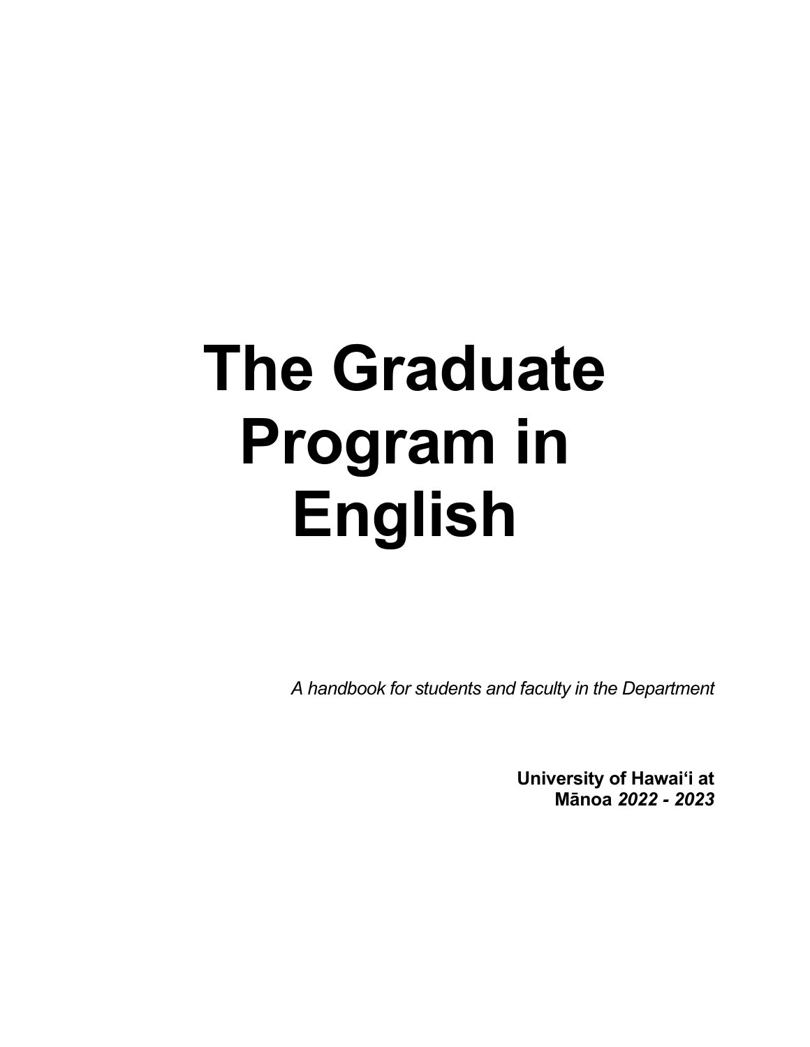# The Graduate Program in English

*A handbook for students and faculty in the Department*

**University of Hawaiʻi at Mānoa** ***2022 - 2023***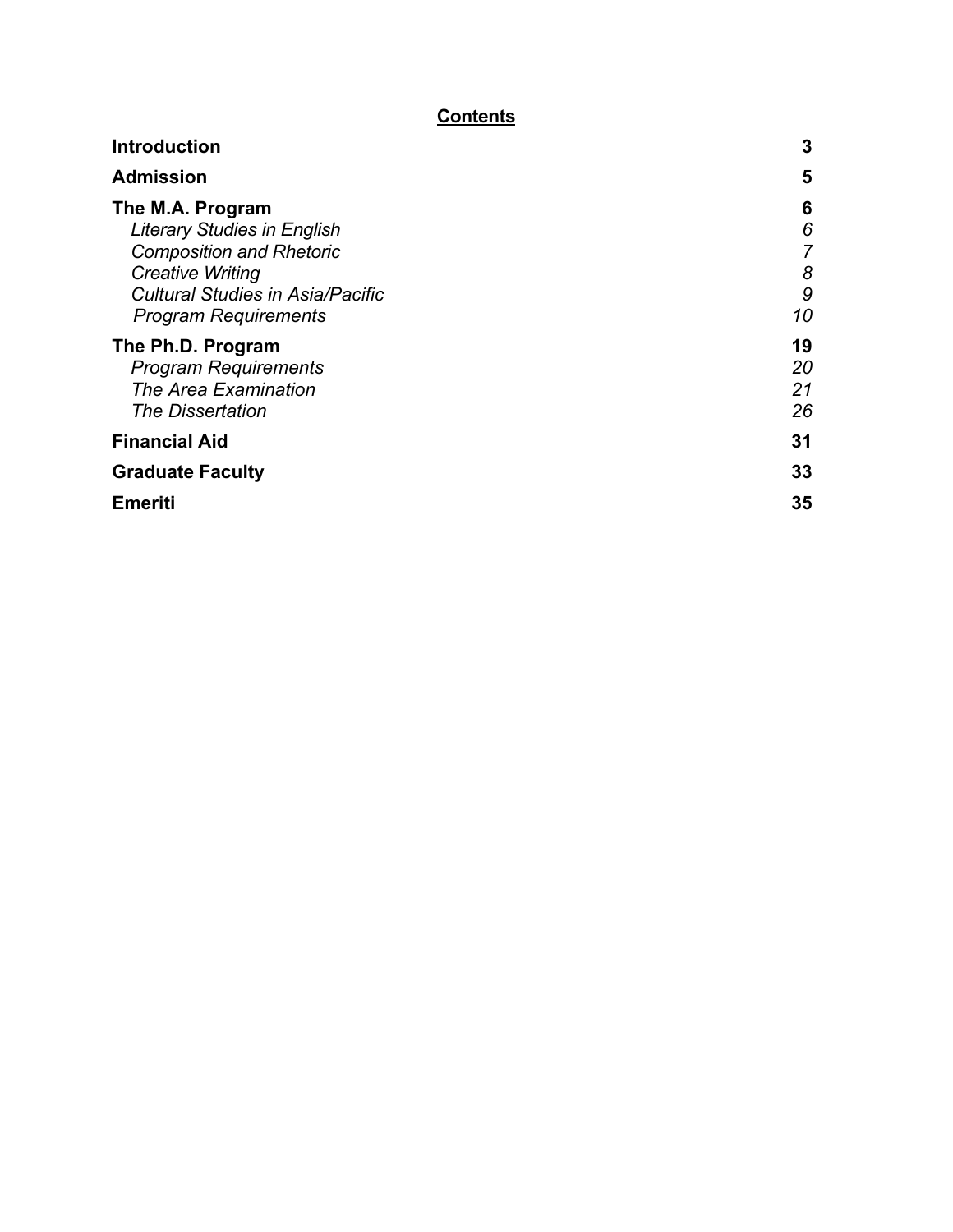## Contents

| | |
|---|---|
| **Introduction** | **3** |
| **Admission** | **5** |
| **The M.A. Program** | **6** |
| *Literary Studies in English* | *6* |
| *Composition and Rhetoric* | *7* |
| *Creative Writing* | *8* |
| *Cultural Studies in Asia/Pacific* | *9* |
| *Program Requirements* | *10* |
| **The Ph.D. Program** | **19** |
| *Program Requirements* | *20* |
| *The Area Examination* | *21* |
| *The Dissertation* | *26* |
| **Financial Aid** | **31** |
| **Graduate Faculty** | **33** |
| **Emeriti** | **35** |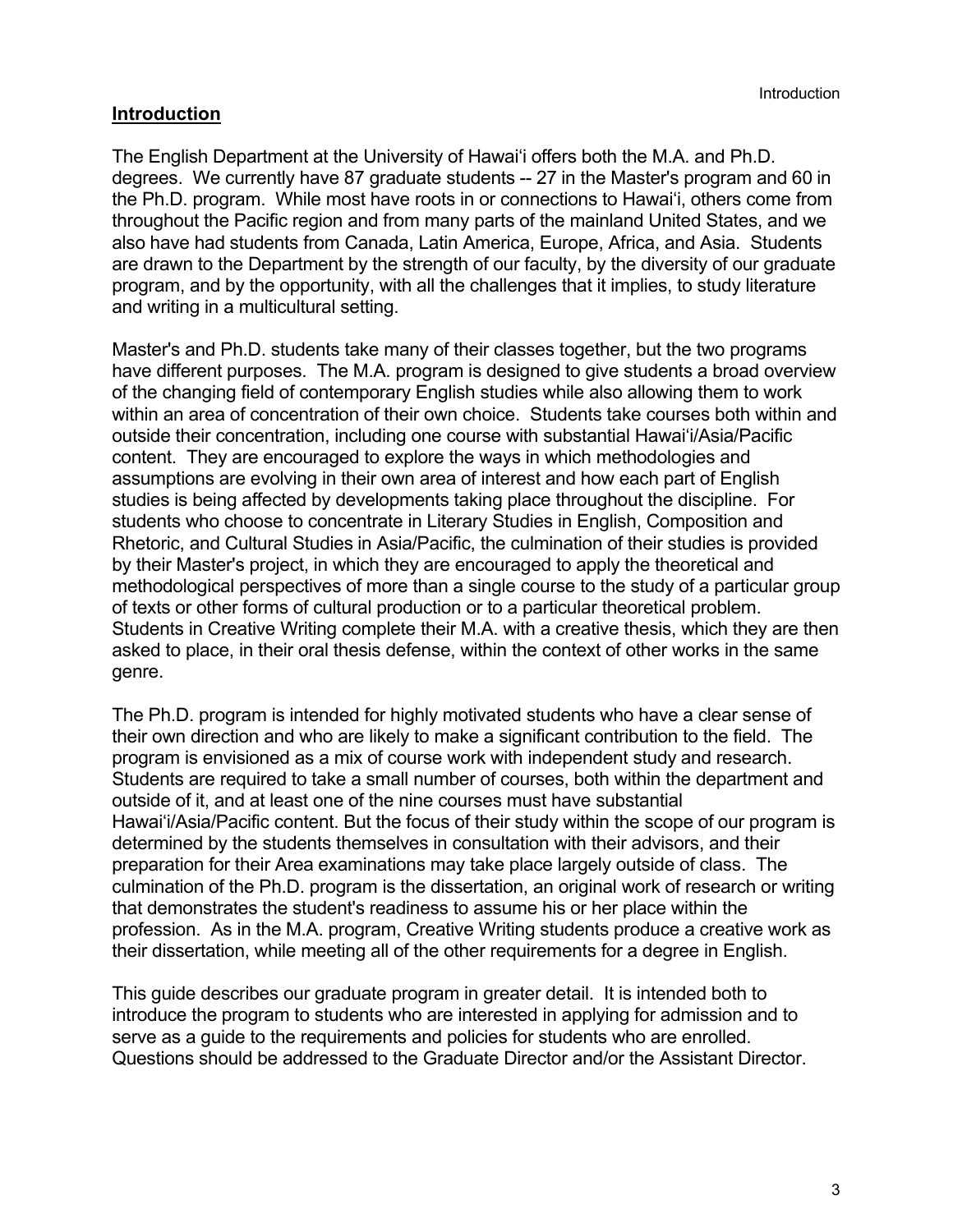## Introduction

The English Department at the University of Hawai‘i offers both the M.A. and Ph.D. degrees. We currently have 87 graduate students -- 27 in the Master's program and 60 in the Ph.D. program. While most have roots in or connections to Hawai‘i, others come from throughout the Pacific region and from many parts of the mainland United States, and we also have had students from Canada, Latin America, Europe, Africa, and Asia. Students are drawn to the Department by the strength of our faculty, by the diversity of our graduate program, and by the opportunity, with all the challenges that it implies, to study literature and writing in a multicultural setting.

Master's and Ph.D. students take many of their classes together, but the two programs have different purposes. The M.A. program is designed to give students a broad overview of the changing field of contemporary English studies while also allowing them to work within an area of concentration of their own choice. Students take courses both within and outside their concentration, including one course with substantial Hawai‘i/Asia/Pacific content. They are encouraged to explore the ways in which methodologies and assumptions are evolving in their own area of interest and how each part of English studies is being affected by developments taking place throughout the discipline. For students who choose to concentrate in Literary Studies in English, Composition and Rhetoric, and Cultural Studies in Asia/Pacific, the culmination of their studies is provided by their Master's project, in which they are encouraged to apply the theoretical and methodological perspectives of more than a single course to the study of a particular group of texts or other forms of cultural production or to a particular theoretical problem. Students in Creative Writing complete their M.A. with a creative thesis, which they are then asked to place, in their oral thesis defense, within the context of other works in the same genre.

The Ph.D. program is intended for highly motivated students who have a clear sense of their own direction and who are likely to make a significant contribution to the field. The program is envisioned as a mix of course work with independent study and research. Students are required to take a small number of courses, both within the department and outside of it, and at least one of the nine courses must have substantial Hawai‘i/Asia/Pacific content. But the focus of their study within the scope of our program is determined by the students themselves in consultation with their advisors, and their preparation for their Area examinations may take place largely outside of class. The culmination of the Ph.D. program is the dissertation, an original work of research or writing that demonstrates the student's readiness to assume his or her place within the profession. As in the M.A. program, Creative Writing students produce a creative work as their dissertation, while meeting all of the other requirements for a degree in English.

This guide describes our graduate program in greater detail. It is intended both to introduce the program to students who are interested in applying for admission and to serve as a guide to the requirements and policies for students who are enrolled. Questions should be addressed to the Graduate Director and/or the Assistant Director.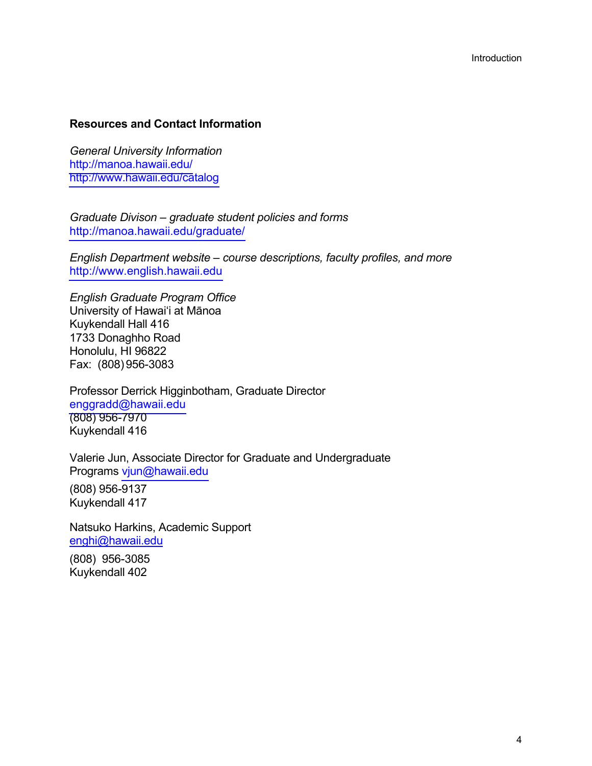### Resources and Contact Information

*General University Information*
http://manoa.hawaii.edu/
http://www.hawaii.edu/catalog

*Graduate Divison – graduate student policies and forms*
http://manoa.hawaii.edu/graduate/

*English Department website – course descriptions, faculty profiles, and more*
http://www.english.hawaii.edu

*English Graduate Program Office*
University of Hawaiʻi at Mānoa
Kuykendall Hall 416
1733 Donaghho Road
Honolulu, HI 96822
Fax: (808) 956-3083

Professor Derrick Higginbotham, Graduate Director
enggradd@hawaii.edu
(808) 956-7970
Kuykendall 416

Valerie Jun, Associate Director for Graduate and Undergraduate Programs vjun@hawaii.edu
(808) 956-9137
Kuykendall 417

Natsuko Harkins, Academic Support
enghi@hawaii.edu
(808) 956-3085
Kuykendall 402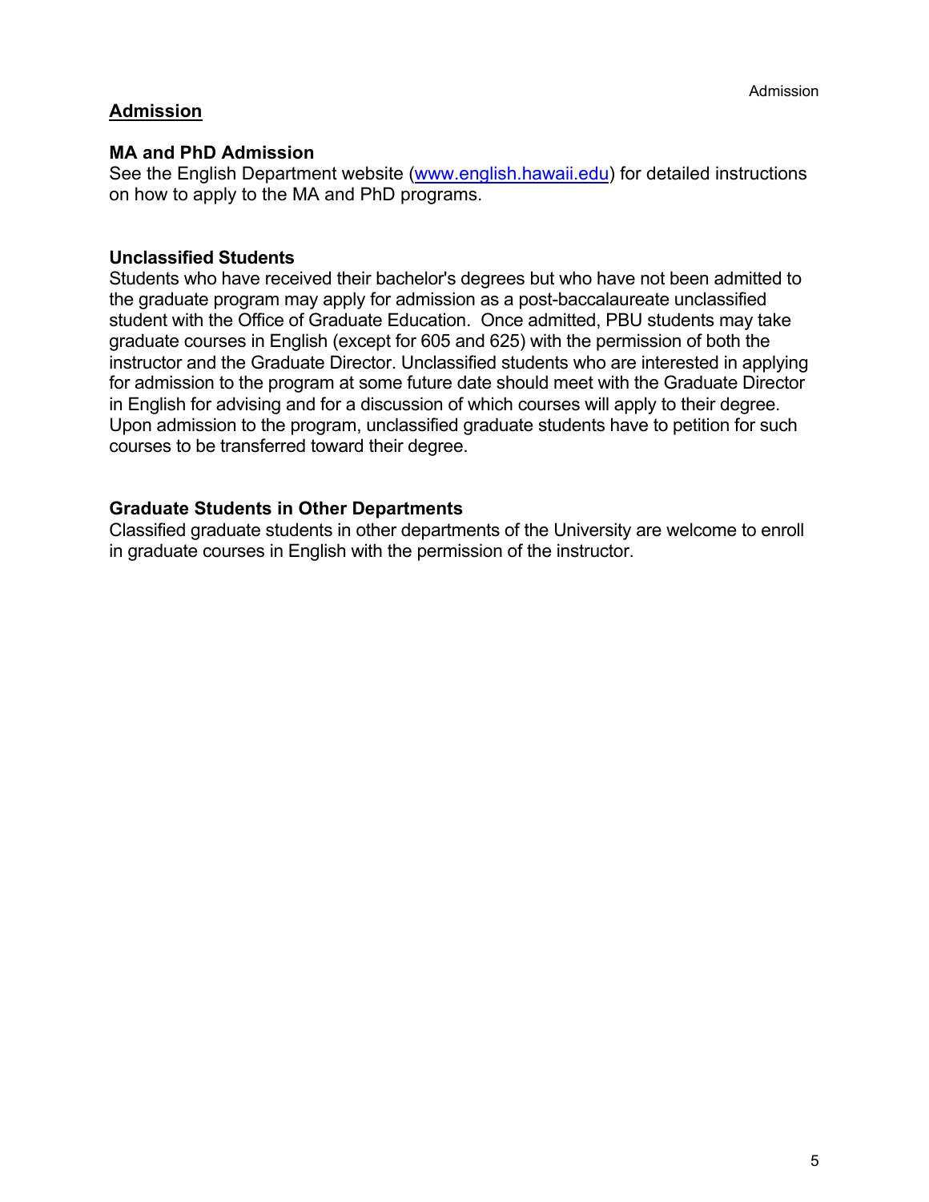## Admission

### MA and PhD Admission

See the English Department website (www.english.hawaii.edu) for detailed instructions on how to apply to the MA and PhD programs.

### Unclassified Students

Students who have received their bachelor's degrees but who have not been admitted to the graduate program may apply for admission as a post-baccalaureate unclassified student with the Office of Graduate Education. Once admitted, PBU students may take graduate courses in English (except for 605 and 625) with the permission of both the instructor and the Graduate Director. Unclassified students who are interested in applying for admission to the program at some future date should meet with the Graduate Director in English for advising and for a discussion of which courses will apply to their degree. Upon admission to the program, unclassified graduate students have to petition for such courses to be transferred toward their degree.

### Graduate Students in Other Departments

Classified graduate students in other departments of the University are welcome to enroll in graduate courses in English with the permission of the instructor.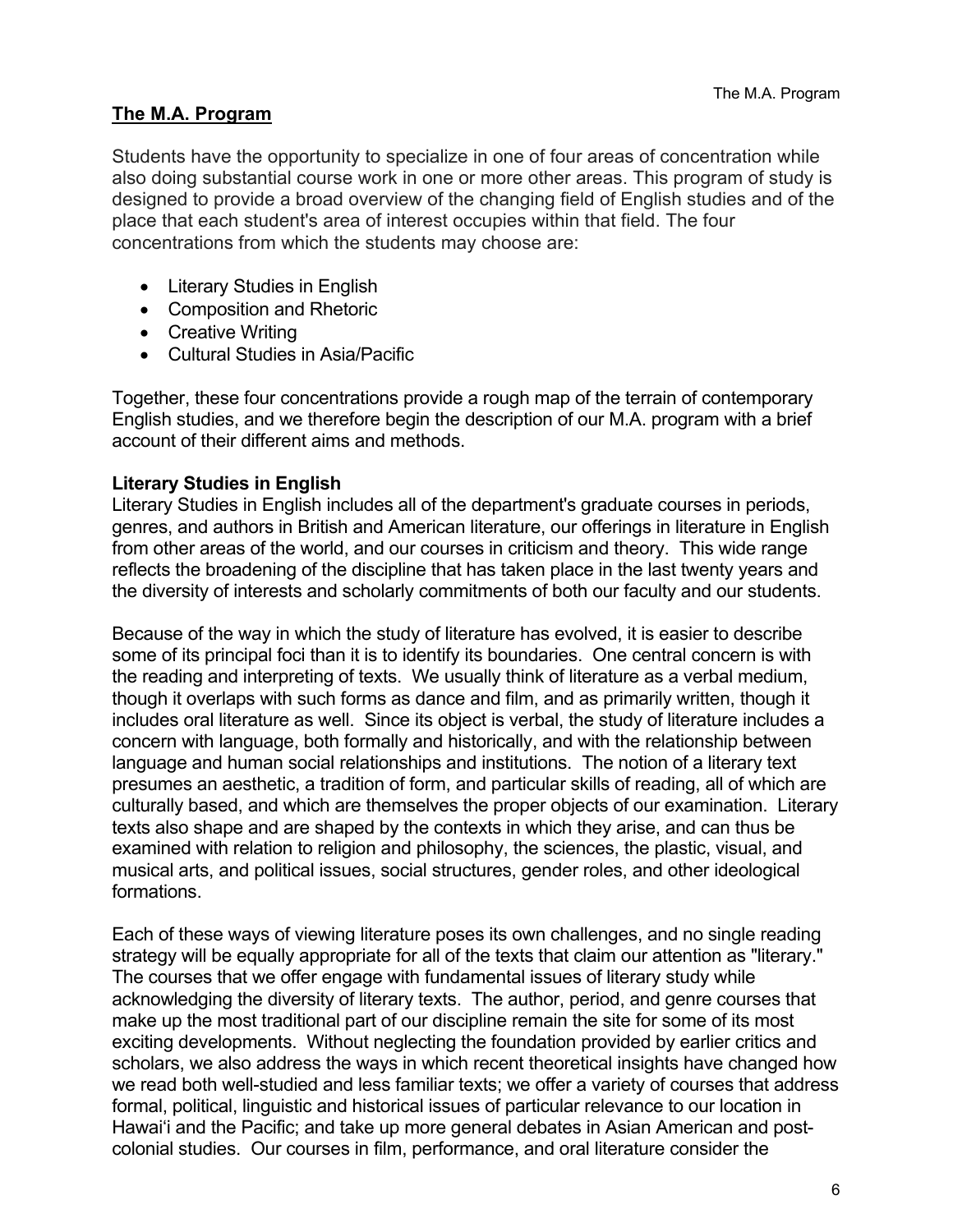## The M.A. Program

Students have the opportunity to specialize in one of four areas of concentration while also doing substantial course work in one or more other areas. This program of study is designed to provide a broad overview of the changing field of English studies and of the place that each student's area of interest occupies within that field. The four concentrations from which the students may choose are:

- Literary Studies in English
- Composition and Rhetoric
- Creative Writing
- Cultural Studies in Asia/Pacific

Together, these four concentrations provide a rough map of the terrain of contemporary English studies, and we therefore begin the description of our M.A. program with a brief account of their different aims and methods.

### Literary Studies in English

Literary Studies in English includes all of the department's graduate courses in periods, genres, and authors in British and American literature, our offerings in literature in English from other areas of the world, and our courses in criticism and theory. This wide range reflects the broadening of the discipline that has taken place in the last twenty years and the diversity of interests and scholarly commitments of both our faculty and our students.

Because of the way in which the study of literature has evolved, it is easier to describe some of its principal foci than it is to identify its boundaries. One central concern is with the reading and interpreting of texts. We usually think of literature as a verbal medium, though it overlaps with such forms as dance and film, and as primarily written, though it includes oral literature as well. Since its object is verbal, the study of literature includes a concern with language, both formally and historically, and with the relationship between language and human social relationships and institutions. The notion of a literary text presumes an aesthetic, a tradition of form, and particular skills of reading, all of which are culturally based, and which are themselves the proper objects of our examination. Literary texts also shape and are shaped by the contexts in which they arise, and can thus be examined with relation to religion and philosophy, the sciences, the plastic, visual, and musical arts, and political issues, social structures, gender roles, and other ideological formations.

Each of these ways of viewing literature poses its own challenges, and no single reading strategy will be equally appropriate for all of the texts that claim our attention as "literary." The courses that we offer engage with fundamental issues of literary study while acknowledging the diversity of literary texts. The author, period, and genre courses that make up the most traditional part of our discipline remain the site for some of its most exciting developments. Without neglecting the foundation provided by earlier critics and scholars, we also address the ways in which recent theoretical insights have changed how we read both well-studied and less familiar texts; we offer a variety of courses that address formal, political, linguistic and historical issues of particular relevance to our location in Hawai'i and the Pacific; and take up more general debates in Asian American and post-colonial studies. Our courses in film, performance, and oral literature consider the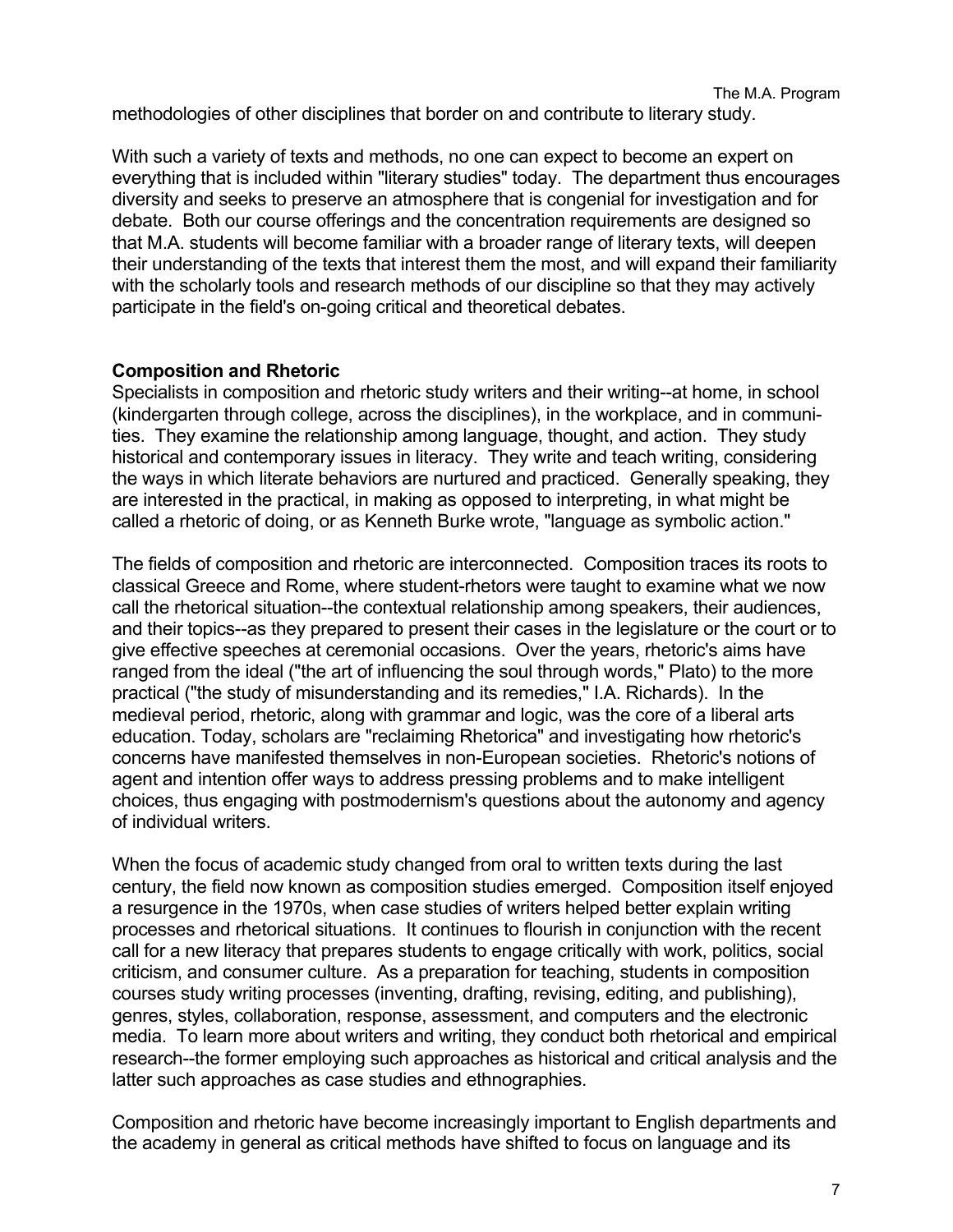methodologies of other disciplines that border on and contribute to literary study.

With such a variety of texts and methods, no one can expect to become an expert on everything that is included within "literary studies" today. The department thus encourages diversity and seeks to preserve an atmosphere that is congenial for investigation and for debate. Both our course offerings and the concentration requirements are designed so that M.A. students will become familiar with a broader range of literary texts, will deepen their understanding of the texts that interest them the most, and will expand their familiarity with the scholarly tools and research methods of our discipline so that they may actively participate in the field's on-going critical and theoretical debates.

**Composition and Rhetoric**

Specialists in composition and rhetoric study writers and their writing--at home, in school (kindergarten through college, across the disciplines), in the workplace, and in communities. They examine the relationship among language, thought, and action. They study historical and contemporary issues in literacy. They write and teach writing, considering the ways in which literate behaviors are nurtured and practiced. Generally speaking, they are interested in the practical, in making as opposed to interpreting, in what might be called a rhetoric of doing, or as Kenneth Burke wrote, "language as symbolic action."

The fields of composition and rhetoric are interconnected. Composition traces its roots to classical Greece and Rome, where student-rhetors were taught to examine what we now call the rhetorical situation--the contextual relationship among speakers, their audiences, and their topics--as they prepared to present their cases in the legislature or the court or to give effective speeches at ceremonial occasions. Over the years, rhetoric's aims have ranged from the ideal ("the art of influencing the soul through words," Plato) to the more practical ("the study of misunderstanding and its remedies," I.A. Richards). In the medieval period, rhetoric, along with grammar and logic, was the core of a liberal arts education. Today, scholars are "reclaiming Rhetorica" and investigating how rhetoric's concerns have manifested themselves in non-European societies. Rhetoric's notions of agent and intention offer ways to address pressing problems and to make intelligent choices, thus engaging with postmodernism's questions about the autonomy and agency of individual writers.

When the focus of academic study changed from oral to written texts during the last century, the field now known as composition studies emerged. Composition itself enjoyed a resurgence in the 1970s, when case studies of writers helped better explain writing processes and rhetorical situations. It continues to flourish in conjunction with the recent call for a new literacy that prepares students to engage critically with work, politics, social criticism, and consumer culture. As a preparation for teaching, students in composition courses study writing processes (inventing, drafting, revising, editing, and publishing), genres, styles, collaboration, response, assessment, and computers and the electronic media. To learn more about writers and writing, they conduct both rhetorical and empirical research--the former employing such approaches as historical and critical analysis and the latter such approaches as case studies and ethnographies.

Composition and rhetoric have become increasingly important to English departments and the academy in general as critical methods have shifted to focus on language and its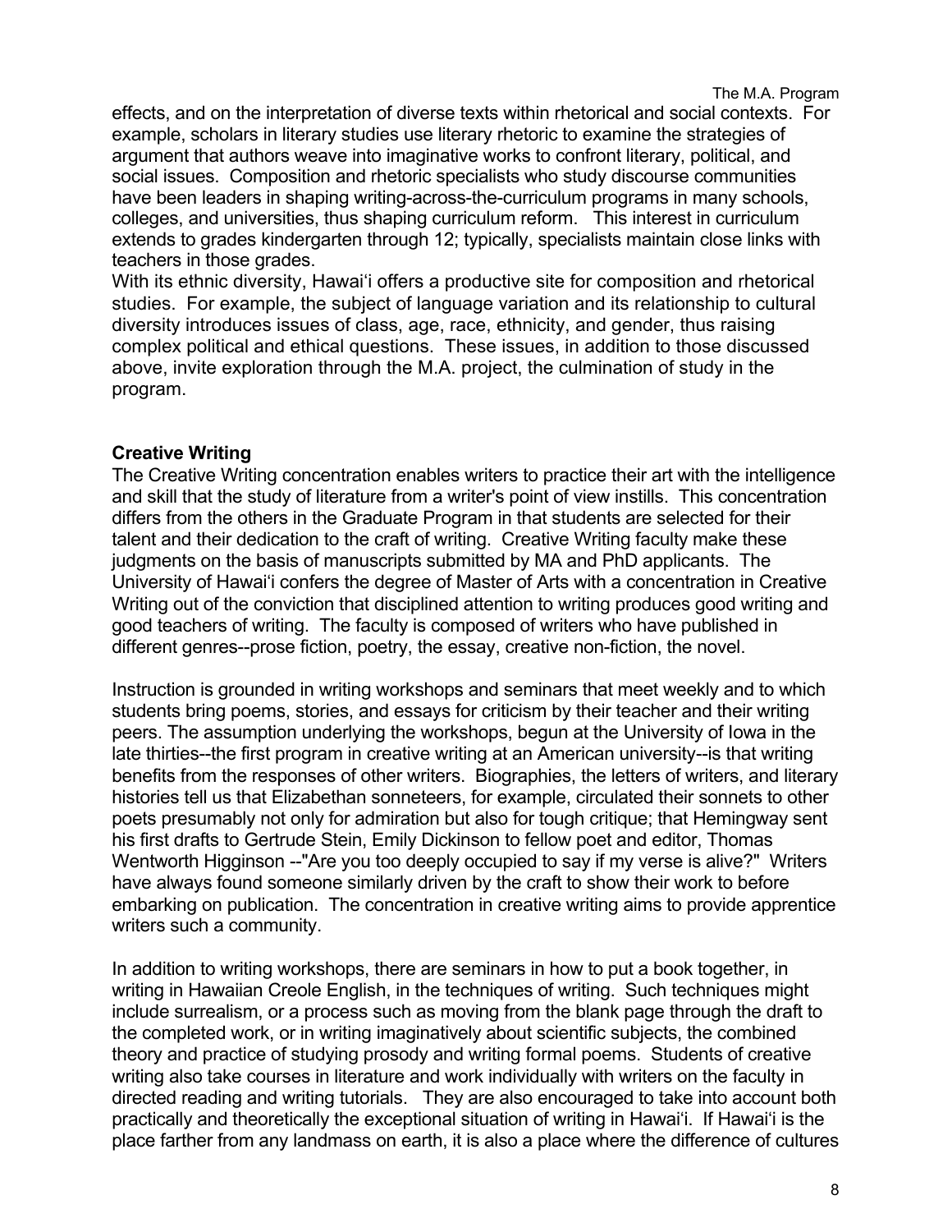effects, and on the interpretation of diverse texts within rhetorical and social contexts. For example, scholars in literary studies use literary rhetoric to examine the strategies of argument that authors weave into imaginative works to confront literary, political, and social issues. Composition and rhetoric specialists who study discourse communities have been leaders in shaping writing-across-the-curriculum programs in many schools, colleges, and universities, thus shaping curriculum reform. This interest in curriculum extends to grades kindergarten through 12; typically, specialists maintain close links with teachers in those grades.

With its ethnic diversity, Hawai'i offers a productive site for composition and rhetorical studies. For example, the subject of language variation and its relationship to cultural diversity introduces issues of class, age, race, ethnicity, and gender, thus raising complex political and ethical questions. These issues, in addition to those discussed above, invite exploration through the M.A. project, the culmination of study in the program.

## Creative Writing

The Creative Writing concentration enables writers to practice their art with the intelligence and skill that the study of literature from a writer's point of view instills. This concentration differs from the others in the Graduate Program in that students are selected for their talent and their dedication to the craft of writing. Creative Writing faculty make these judgments on the basis of manuscripts submitted by MA and PhD applicants. The University of Hawai'i confers the degree of Master of Arts with a concentration in Creative Writing out of the conviction that disciplined attention to writing produces good writing and good teachers of writing. The faculty is composed of writers who have published in different genres--prose fiction, poetry, the essay, creative non-fiction, the novel.

Instruction is grounded in writing workshops and seminars that meet weekly and to which students bring poems, stories, and essays for criticism by their teacher and their writing peers. The assumption underlying the workshops, begun at the University of Iowa in the late thirties--the first program in creative writing at an American university--is that writing benefits from the responses of other writers. Biographies, the letters of writers, and literary histories tell us that Elizabethan sonneteers, for example, circulated their sonnets to other poets presumably not only for admiration but also for tough critique; that Hemingway sent his first drafts to Gertrude Stein, Emily Dickinson to fellow poet and editor, Thomas Wentworth Higginson --"Are you too deeply occupied to say if my verse is alive?" Writers have always found someone similarly driven by the craft to show their work to before embarking on publication. The concentration in creative writing aims to provide apprentice writers such a community.

In addition to writing workshops, there are seminars in how to put a book together, in writing in Hawaiian Creole English, in the techniques of writing. Such techniques might include surrealism, or a process such as moving from the blank page through the draft to the completed work, or in writing imaginatively about scientific subjects, the combined theory and practice of studying prosody and writing formal poems. Students of creative writing also take courses in literature and work individually with writers on the faculty in directed reading and writing tutorials. They are also encouraged to take into account both practically and theoretically the exceptional situation of writing in Hawai'i. If Hawai'i is the place farther from any landmass on earth, it is also a place where the difference of cultures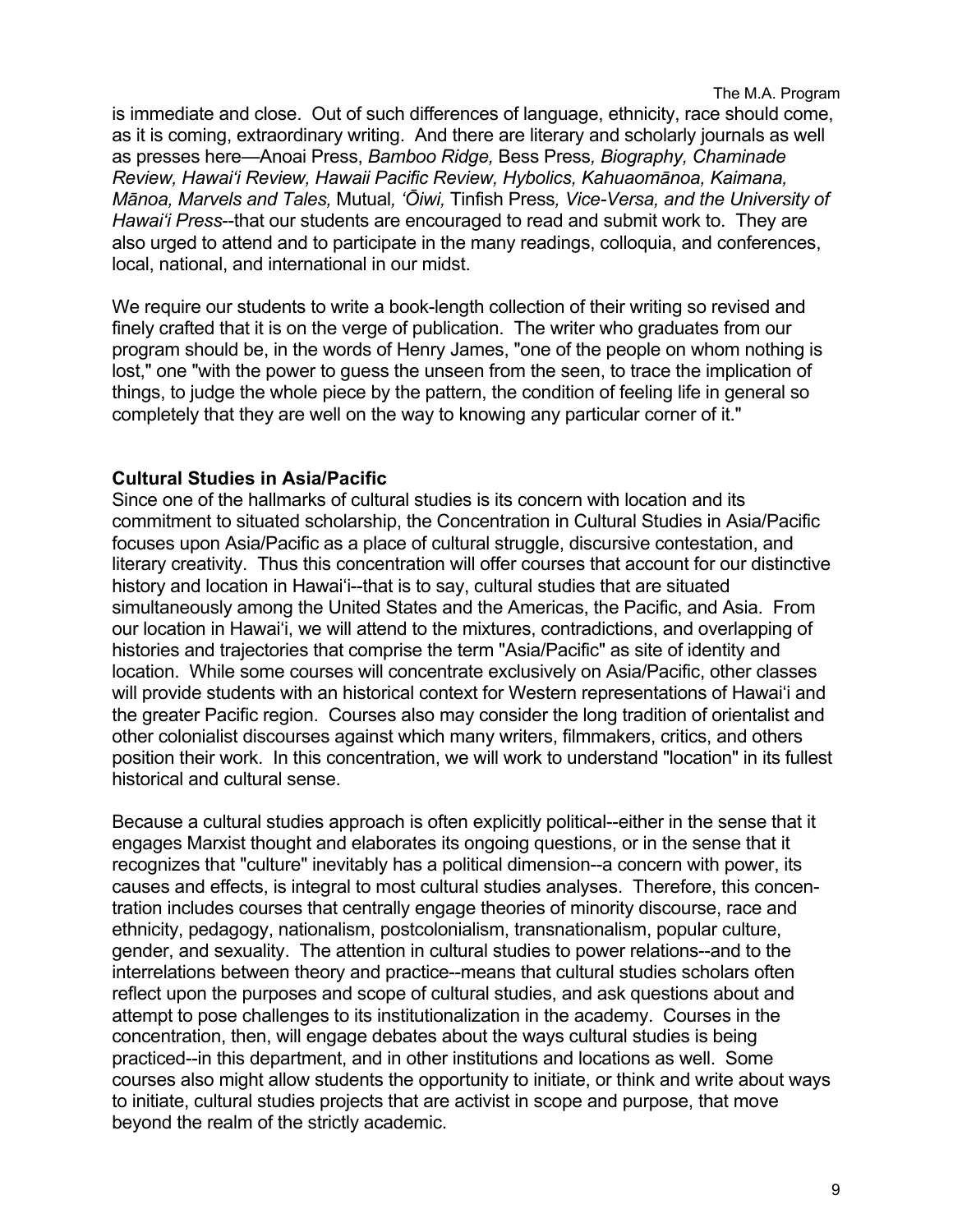is immediate and close. Out of such differences of language, ethnicity, race should come, as it is coming, extraordinary writing. And there are literary and scholarly journals as well as presses here—Anoai Press, *Bamboo Ridge,* Bess Press*, Biography, Chaminade Review, Hawai'i Review, Hawaii Pacific Review, Hybolics, Kahuaomānoa, Kaimana, Mānoa, Marvels and Tales,* Mutual*, 'Ōiwi,* Tinfish Press*, Vice-Versa, and the University of Hawai'i Press*--that our students are encouraged to read and submit work to. They are also urged to attend and to participate in the many readings, colloquia, and conferences, local, national, and international in our midst.

We require our students to write a book-length collection of their writing so revised and finely crafted that it is on the verge of publication. The writer who graduates from our program should be, in the words of Henry James, "one of the people on whom nothing is lost," one "with the power to guess the unseen from the seen, to trace the implication of things, to judge the whole piece by the pattern, the condition of feeling life in general so completely that they are well on the way to knowing any particular corner of it."

### Cultural Studies in Asia/Pacific

Since one of the hallmarks of cultural studies is its concern with location and its commitment to situated scholarship, the Concentration in Cultural Studies in Asia/Pacific focuses upon Asia/Pacific as a place of cultural struggle, discursive contestation, and literary creativity. Thus this concentration will offer courses that account for our distinctive history and location in Hawai'i--that is to say, cultural studies that are situated simultaneously among the United States and the Americas, the Pacific, and Asia. From our location in Hawai'i, we will attend to the mixtures, contradictions, and overlapping of histories and trajectories that comprise the term "Asia/Pacific" as site of identity and location. While some courses will concentrate exclusively on Asia/Pacific, other classes will provide students with an historical context for Western representations of Hawai'i and the greater Pacific region. Courses also may consider the long tradition of orientalist and other colonialist discourses against which many writers, filmmakers, critics, and others position their work. In this concentration, we will work to understand "location" in its fullest historical and cultural sense.

Because a cultural studies approach is often explicitly political--either in the sense that it engages Marxist thought and elaborates its ongoing questions, or in the sense that it recognizes that "culture" inevitably has a political dimension--a concern with power, its causes and effects, is integral to most cultural studies analyses. Therefore, this concentration includes courses that centrally engage theories of minority discourse, race and ethnicity, pedagogy, nationalism, postcolonialism, transnationalism, popular culture, gender, and sexuality. The attention in cultural studies to power relations--and to the interrelations between theory and practice--means that cultural studies scholars often reflect upon the purposes and scope of cultural studies, and ask questions about and attempt to pose challenges to its institutionalization in the academy. Courses in the concentration, then, will engage debates about the ways cultural studies is being practiced--in this department, and in other institutions and locations as well. Some courses also might allow students the opportunity to initiate, or think and write about ways to initiate, cultural studies projects that are activist in scope and purpose, that move beyond the realm of the strictly academic.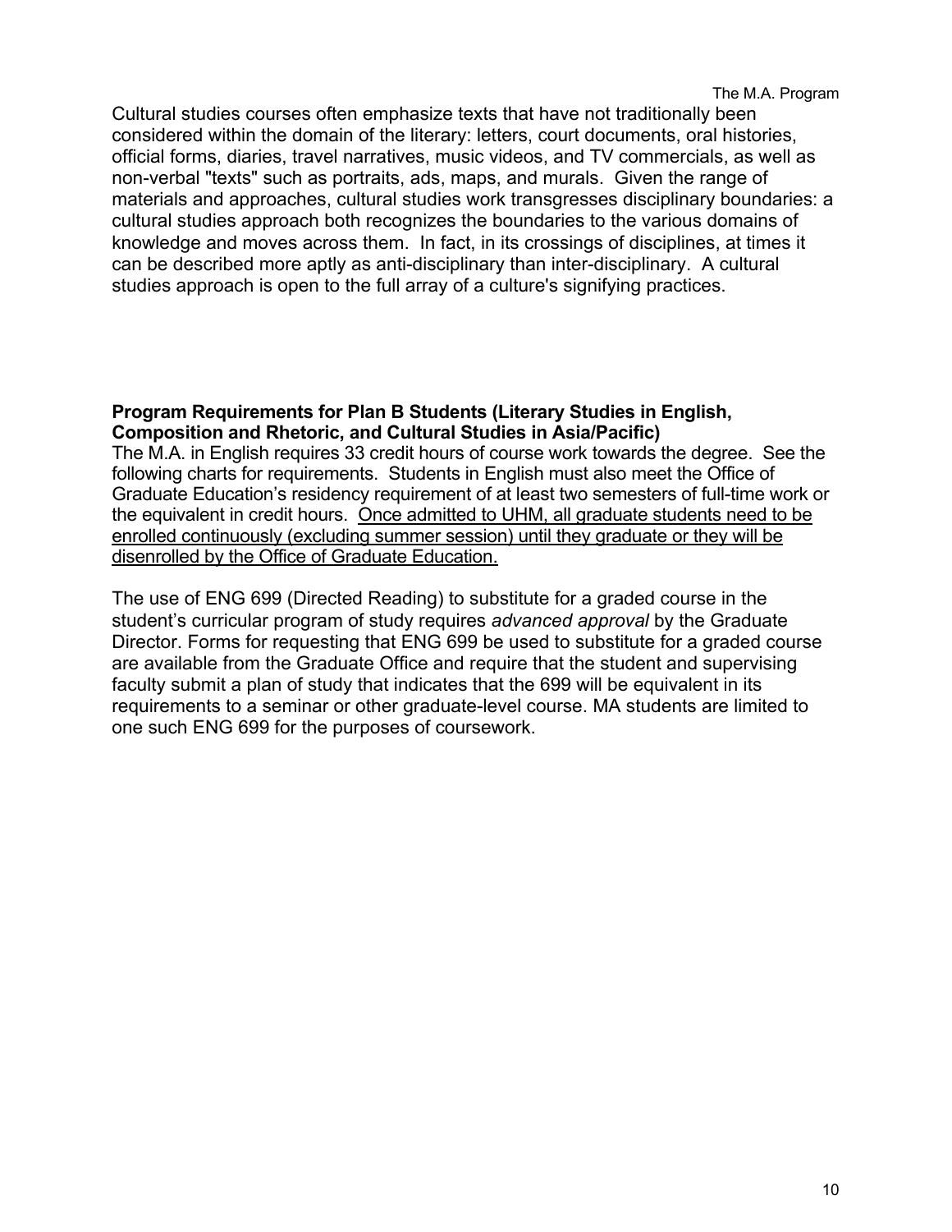Cultural studies courses often emphasize texts that have not traditionally been considered within the domain of the literary: letters, court documents, oral histories, official forms, diaries, travel narratives, music videos, and TV commercials, as well as non-verbal "texts" such as portraits, ads, maps, and murals. Given the range of materials and approaches, cultural studies work transgresses disciplinary boundaries: a cultural studies approach both recognizes the boundaries to the various domains of knowledge and moves across them. In fact, in its crossings of disciplines, at times it can be described more aptly as anti-disciplinary than inter-disciplinary. A cultural studies approach is open to the full array of a culture's signifying practices.

**Program Requirements for Plan B Students (Literary Studies in English, Composition and Rhetoric, and Cultural Studies in Asia/Pacific)**

The M.A. in English requires 33 credit hours of course work towards the degree. See the following charts for requirements. Students in English must also meet the Office of Graduate Education's residency requirement of at least two semesters of full-time work or the equivalent in credit hours. <u>Once admitted to UHM, all graduate students need to be enrolled continuously (excluding summer session) until they graduate or they will be disenrolled by the Office of Graduate Education.</u>

The use of ENG 699 (Directed Reading) to substitute for a graded course in the student's curricular program of study requires *advanced approval* by the Graduate Director. Forms for requesting that ENG 699 be used to substitute for a graded course are available from the Graduate Office and require that the student and supervising faculty submit a plan of study that indicates that the 699 will be equivalent in its requirements to a seminar or other graduate-level course. MA students are limited to one such ENG 699 for the purposes of coursework.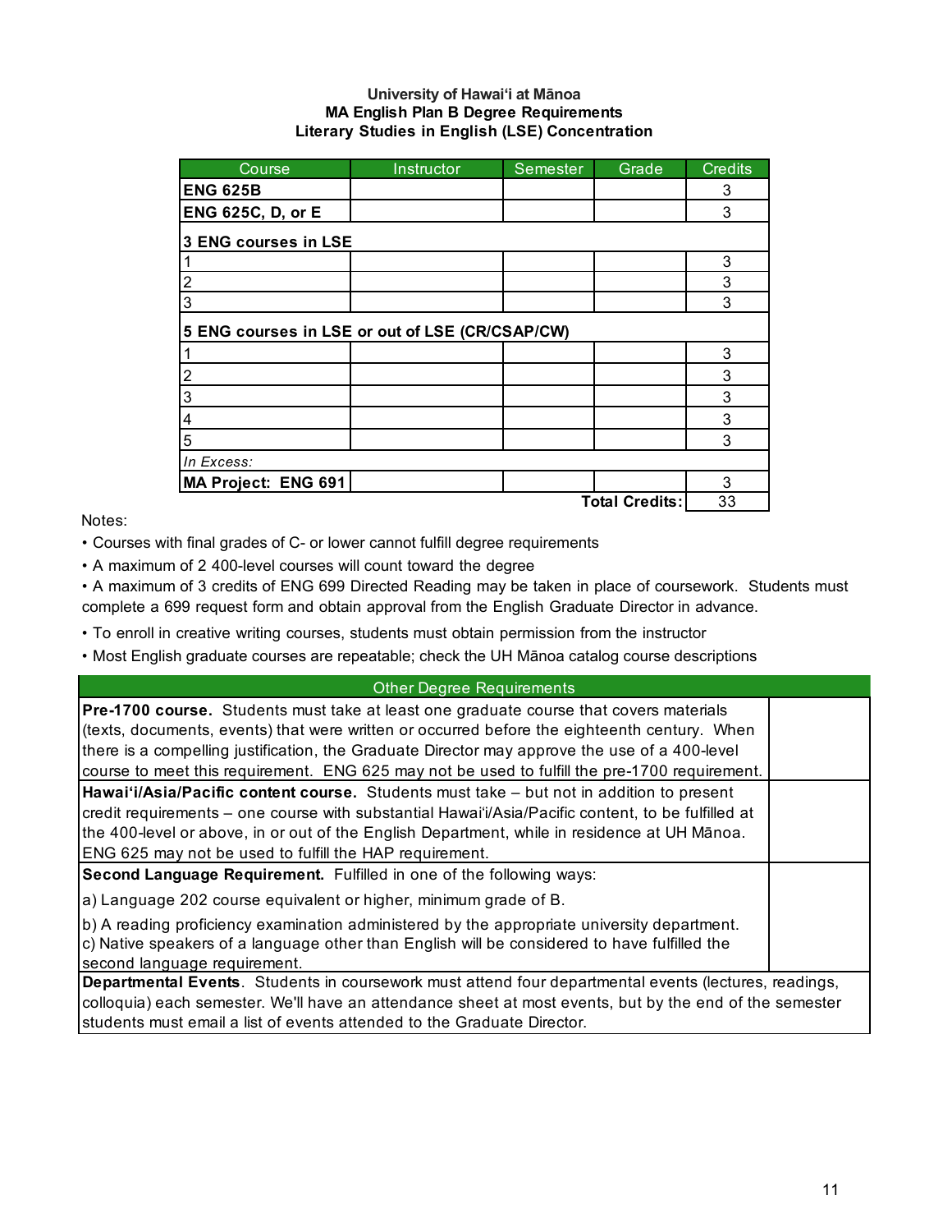**University of Hawaiʻi at Mānoa**
**MA English Plan B Degree Requirements**
**Literary Studies in English (LSE) Concentration**

| Course | Instructor | Semester | Grade | Credits |
|---|---|---|---|---|
| **ENG 625B** | | | | 3 |
| **ENG 625C, D, or E** | | | | 3 |
| **3 ENG courses in LSE** | | | | |
| 1 | | | | 3 |
| 2 | | | | 3 |
| 3 | | | | 3 |
| **5 ENG courses in LSE or out of LSE (CR/CSAP/CW)** | | | | |
| 1 | | | | 3 |
| 2 | | | | 3 |
| 3 | | | | 3 |
| 4 | | | | 3 |
| 5 | | | | 3 |
| *In Excess:* | | | | |
| **MA Project: ENG 691** | | | | 3 |
| | | | **Total Credits:** | 33 |

Notes:

- Courses with final grades of C- or lower cannot fulfill degree requirements
- A maximum of 2 400-level courses will count toward the degree
- A maximum of 3 credits of ENG 699 Directed Reading may be taken in place of coursework. Students must complete a 699 request form and obtain approval from the English Graduate Director in advance.
- To enroll in creative writing courses, students must obtain permission from the instructor
- Most English graduate courses are repeatable; check the UH Mānoa catalog course descriptions

| Other Degree Requirements | |
|---|---|
| **Pre-1700 course.** Students must take at least one graduate course that covers materials (texts, documents, events) that were written or occurred before the eighteenth century. When there is a compelling justification, the Graduate Director may approve the use of a 400-level course to meet this requirement. ENG 625 may not be used to fulfill the pre-1700 requirement. | |
| **Hawaiʻi/Asia/Pacific content course.** Students must take – but not in addition to present credit requirements – one course with substantial Hawaiʻi/Asia/Pacific content, to be fulfilled at the 400-level or above, in or out of the English Department, while in residence at UH Mānoa. ENG 625 may not be used to fulfill the HAP requirement. | |
| **Second Language Requirement.** Fulfilled in one of the following ways: a) Language 202 course equivalent or higher, minimum grade of B. b) A reading proficiency examination administered by the appropriate university department. c) Native speakers of a language other than English will be considered to have fulfilled the second language requirement. | |
| **Departmental Events**. Students in coursework must attend four departmental events (lectures, readings, colloquia) each semester. We'll have an attendance sheet at most events, but by the end of the semester students must email a list of events attended to the Graduate Director. | |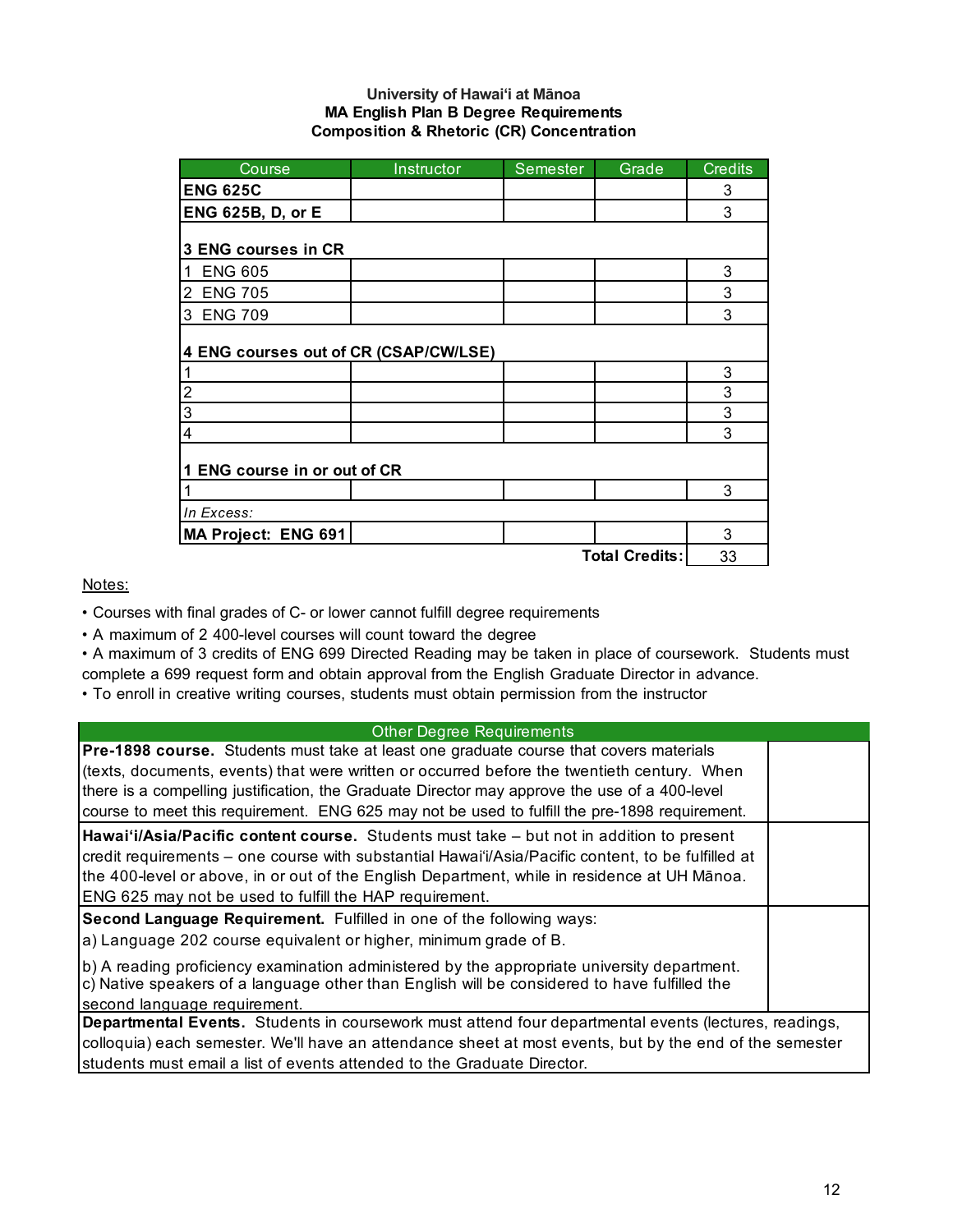**University of Hawai'i at Mānoa**
**MA English Plan B Degree Requirements**
**Composition & Rhetoric (CR) Concentration**

| Course | Instructor | Semester | Grade | Credits |
|---|---|---|---|---|
| **ENG 625C** | | | | 3 |
| **ENG 625B, D, or E** | | | | 3 |
| **3 ENG courses in CR** | | | | |
| 1 ENG 605 | | | | 3 |
| 2 ENG 705 | | | | 3 |
| 3 ENG 709 | | | | 3 |
| **4 ENG courses out of CR (CSAP/CW/LSE)** | | | | |
| 1 | | | | 3 |
| 2 | | | | 3 |
| 3 | | | | 3 |
| 4 | | | | 3 |
| **1 ENG course in or out of CR** | | | | |
| 1 | | | | 3 |
| *In Excess:* | | | | |
| **MA Project: ENG 691** | | | | 3 |
| | | | **Total Credits:** | 33 |

Notes:

- Courses with final grades of C- or lower cannot fulfill degree requirements
- A maximum of 2 400-level courses will count toward the degree
- A maximum of 3 credits of ENG 699 Directed Reading may be taken in place of coursework. Students must complete a 699 request form and obtain approval from the English Graduate Director in advance.
- To enroll in creative writing courses, students must obtain permission from the instructor

| Other Degree Requirements | |
|---|---|
| **Pre-1898 course.** Students must take at least one graduate course that covers materials (texts, documents, events) that were written or occurred before the twentieth century. When there is a compelling justification, the Graduate Director may approve the use of a 400-level course to meet this requirement. ENG 625 may not be used to fulfill the pre-1898 requirement. | |
| **Hawai'i/Asia/Pacific content course.** Students must take – but not in addition to present credit requirements – one course with substantial Hawai'i/Asia/Pacific content, to be fulfilled at the 400-level or above, in or out of the English Department, while in residence at UH Mānoa. ENG 625 may not be used to fulfill the HAP requirement. | |
| **Second Language Requirement.** Fulfilled in one of the following ways: a) Language 202 course equivalent or higher, minimum grade of B. b) A reading proficiency examination administered by the appropriate university department. c) Native speakers of a language other than English will be considered to have fulfilled the second language requirement. | |
| **Departmental Events.** Students in coursework must attend four departmental events (lectures, readings, colloquia) each semester. We'll have an attendance sheet at most events, but by the end of the semester students must email a list of events attended to the Graduate Director. | |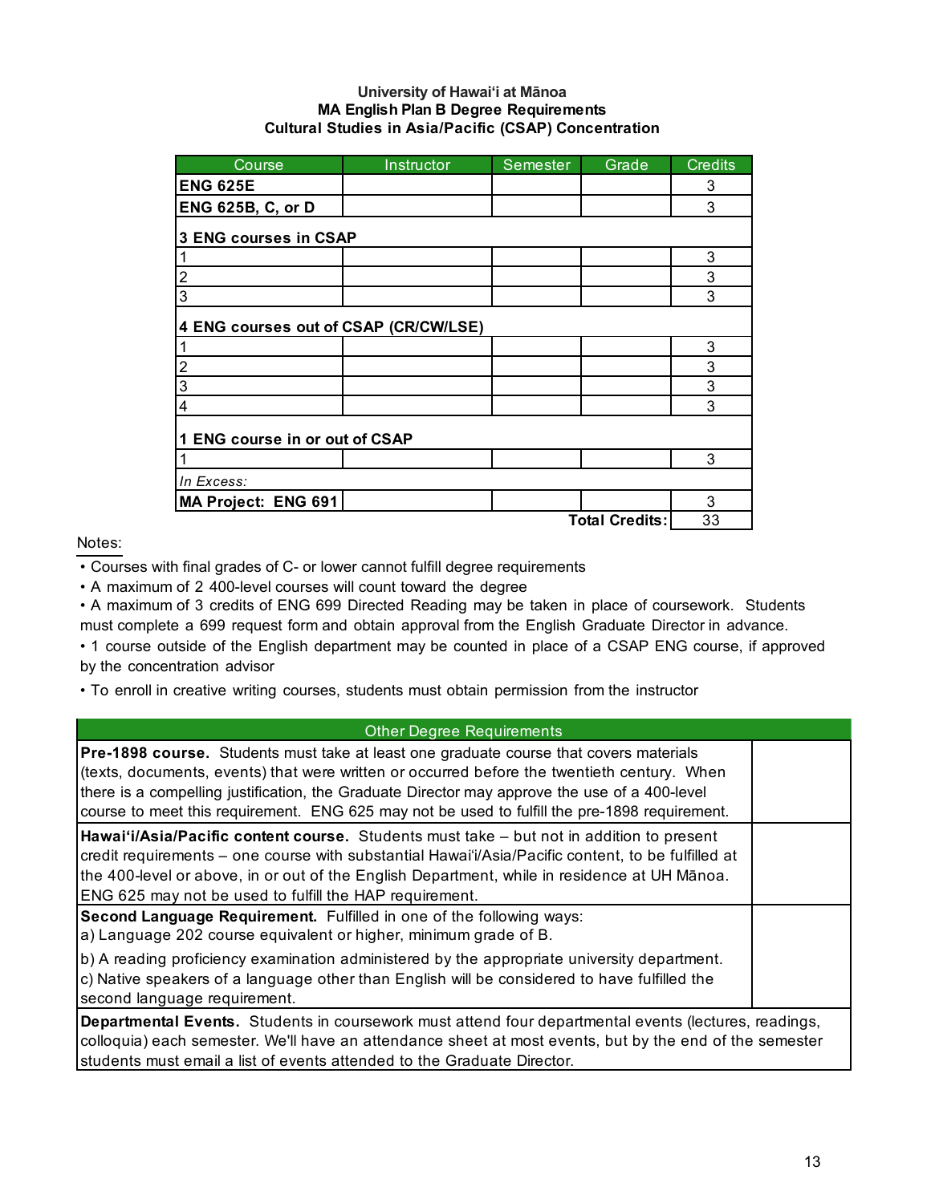**University of Hawaiʻi at Mānoa**
**MA English Plan B Degree Requirements**
**Cultural Studies in Asia/Pacific (CSAP) Concentration**

| Course | Instructor | Semester | Grade | Credits |
|---|---|---|---|---|
| **ENG 625E** | | | | 3 |
| **ENG 625B, C, or D** | | | | 3 |
| **3 ENG courses in CSAP** | | | | |
| 1 | | | | 3 |
| 2 | | | | 3 |
| 3 | | | | 3 |
| **4 ENG courses out of CSAP (CR/CW/LSE)** | | | | |
| 1 | | | | 3 |
| 2 | | | | 3 |
| 3 | | | | 3 |
| 4 | | | | 3 |
| **1 ENG course in or out of CSAP** | | | | |
| 1 | | | | 3 |
| *In Excess:* | | | | |
| **MA Project: ENG 691** | | | | 3 |
| | | | **Total Credits:** | 33 |

Notes:

- Courses with final grades of C- or lower cannot fulfill degree requirements
- A maximum of 2 400-level courses will count toward the degree
- A maximum of 3 credits of ENG 699 Directed Reading may be taken in place of coursework. Students must complete a 699 request form and obtain approval from the English Graduate Director in advance.
- 1 course outside of the English department may be counted in place of a CSAP ENG course, if approved by the concentration advisor
- To enroll in creative writing courses, students must obtain permission from the instructor

| Other Degree Requirements | |
|---|---|
| **Pre-1898 course.** Students must take at least one graduate course that covers materials (texts, documents, events) that were written or occurred before the twentieth century. When there is a compelling justification, the Graduate Director may approve the use of a 400-level course to meet this requirement. ENG 625 may not be used to fulfill the pre-1898 requirement. | |
| **Hawaiʻi/Asia/Pacific content course.** Students must take – but not in addition to present credit requirements – one course with substantial Hawaiʻi/Asia/Pacific content, to be fulfilled at the 400-level or above, in or out of the English Department, while in residence at UH Mānoa. ENG 625 may not be used to fulfill the HAP requirement. | |
| **Second Language Requirement.** Fulfilled in one of the following ways: a) Language 202 course equivalent or higher, minimum grade of B. b) A reading proficiency examination administered by the appropriate university department. c) Native speakers of a language other than English will be considered to have fulfilled the second language requirement. | |
| **Departmental Events.** Students in coursework must attend four departmental events (lectures, readings, colloquia) each semester. We'll have an attendance sheet at most events, but by the end of the semester students must email a list of events attended to the Graduate Director. | |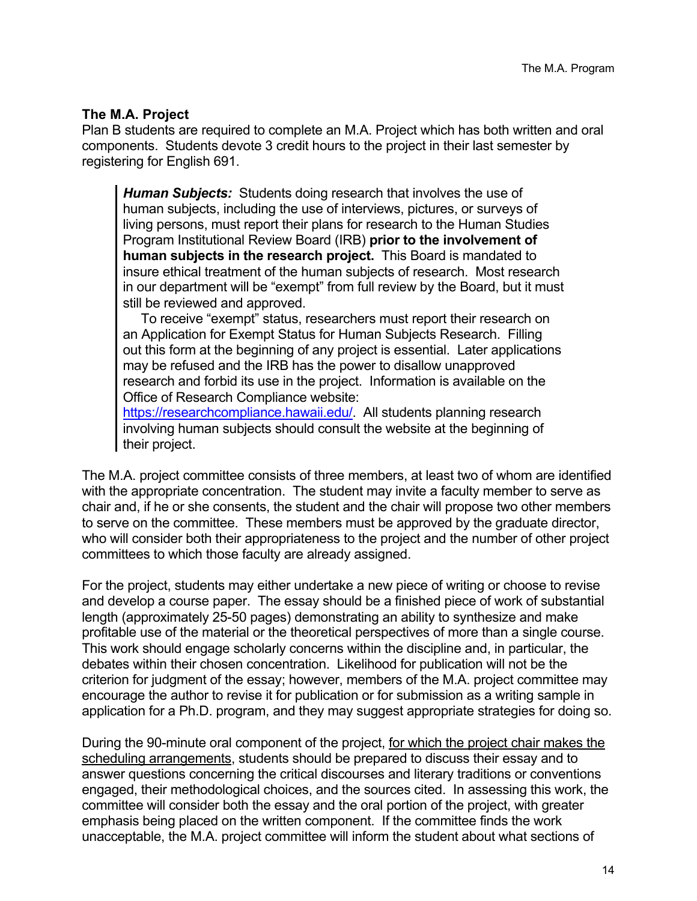### The M.A. Project

Plan B students are required to complete an M.A. Project which has both written and oral components. Students devote 3 credit hours to the project in their last semester by registering for English 691.

> ***Human Subjects:*** Students doing research that involves the use of human subjects, including the use of interviews, pictures, or surveys of living persons, must report their plans for research to the Human Studies Program Institutional Review Board (IRB) **prior to the involvement of human subjects in the research project.** This Board is mandated to insure ethical treatment of the human subjects of research. Most research in our department will be "exempt" from full review by the Board, but it must still be reviewed and approved.
>
> To receive "exempt" status, researchers must report their research on an Application for Exempt Status for Human Subjects Research. Filling out this form at the beginning of any project is essential. Later applications may be refused and the IRB has the power to disallow unapproved research and forbid its use in the project. Information is available on the Office of Research Compliance website: https://researchcompliance.hawaii.edu/. All students planning research involving human subjects should consult the website at the beginning of their project.

The M.A. project committee consists of three members, at least two of whom are identified with the appropriate concentration. The student may invite a faculty member to serve as chair and, if he or she consents, the student and the chair will propose two other members to serve on the committee. These members must be approved by the graduate director, who will consider both their appropriateness to the project and the number of other project committees to which those faculty are already assigned.

For the project, students may either undertake a new piece of writing or choose to revise and develop a course paper. The essay should be a finished piece of work of substantial length (approximately 25-50 pages) demonstrating an ability to synthesize and make profitable use of the material or the theoretical perspectives of more than a single course. This work should engage scholarly concerns within the discipline and, in particular, the debates within their chosen concentration. Likelihood for publication will not be the criterion for judgment of the essay; however, members of the M.A. project committee may encourage the author to revise it for publication or for submission as a writing sample in application for a Ph.D. program, and they may suggest appropriate strategies for doing so.

During the 90-minute oral component of the project, <u>for which the project chair makes the scheduling arrangements</u>, students should be prepared to discuss their essay and to answer questions concerning the critical discourses and literary traditions or conventions engaged, their methodological choices, and the sources cited. In assessing this work, the committee will consider both the essay and the oral portion of the project, with greater emphasis being placed on the written component. If the committee finds the work unacceptable, the M.A. project committee will inform the student about what sections of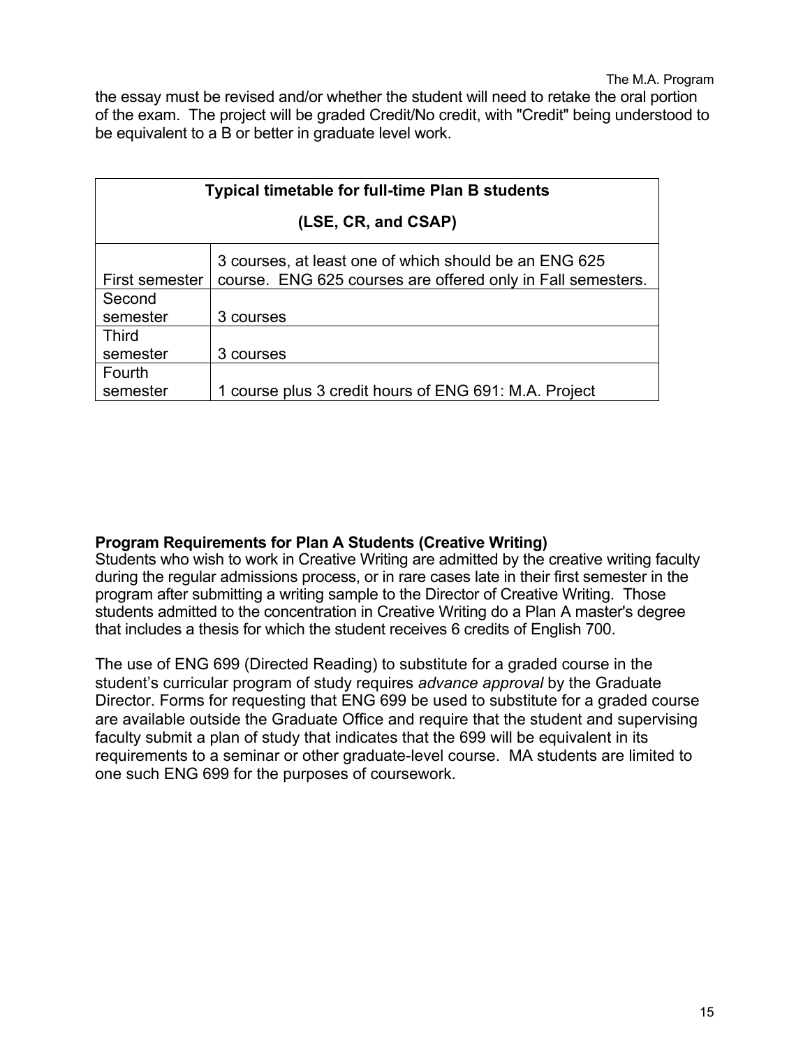the essay must be revised and/or whether the student will need to retake the oral portion of the exam. The project will be graded Credit/No credit, with "Credit" being understood to be equivalent to a B or better in graduate level work.

| Typical timetable for full-time Plan B students (LSE, CR, and CSAP) | |
|---|---|
| First semester | 3 courses, at least one of which should be an ENG 625 course. ENG 625 courses are offered only in Fall semesters. |
| Second semester | 3 courses |
| Third semester | 3 courses |
| Fourth semester | 1 course plus 3 credit hours of ENG 691: M.A. Project |

**Program Requirements for Plan A Students (Creative Writing)**

Students who wish to work in Creative Writing are admitted by the creative writing faculty during the regular admissions process, or in rare cases late in their first semester in the program after submitting a writing sample to the Director of Creative Writing. Those students admitted to the concentration in Creative Writing do a Plan A master's degree that includes a thesis for which the student receives 6 credits of English 700.

The use of ENG 699 (Directed Reading) to substitute for a graded course in the student's curricular program of study requires *advance approval* by the Graduate Director. Forms for requesting that ENG 699 be used to substitute for a graded course are available outside the Graduate Office and require that the student and supervising faculty submit a plan of study that indicates that the 699 will be equivalent in its requirements to a seminar or other graduate-level course. MA students are limited to one such ENG 699 for the purposes of coursework.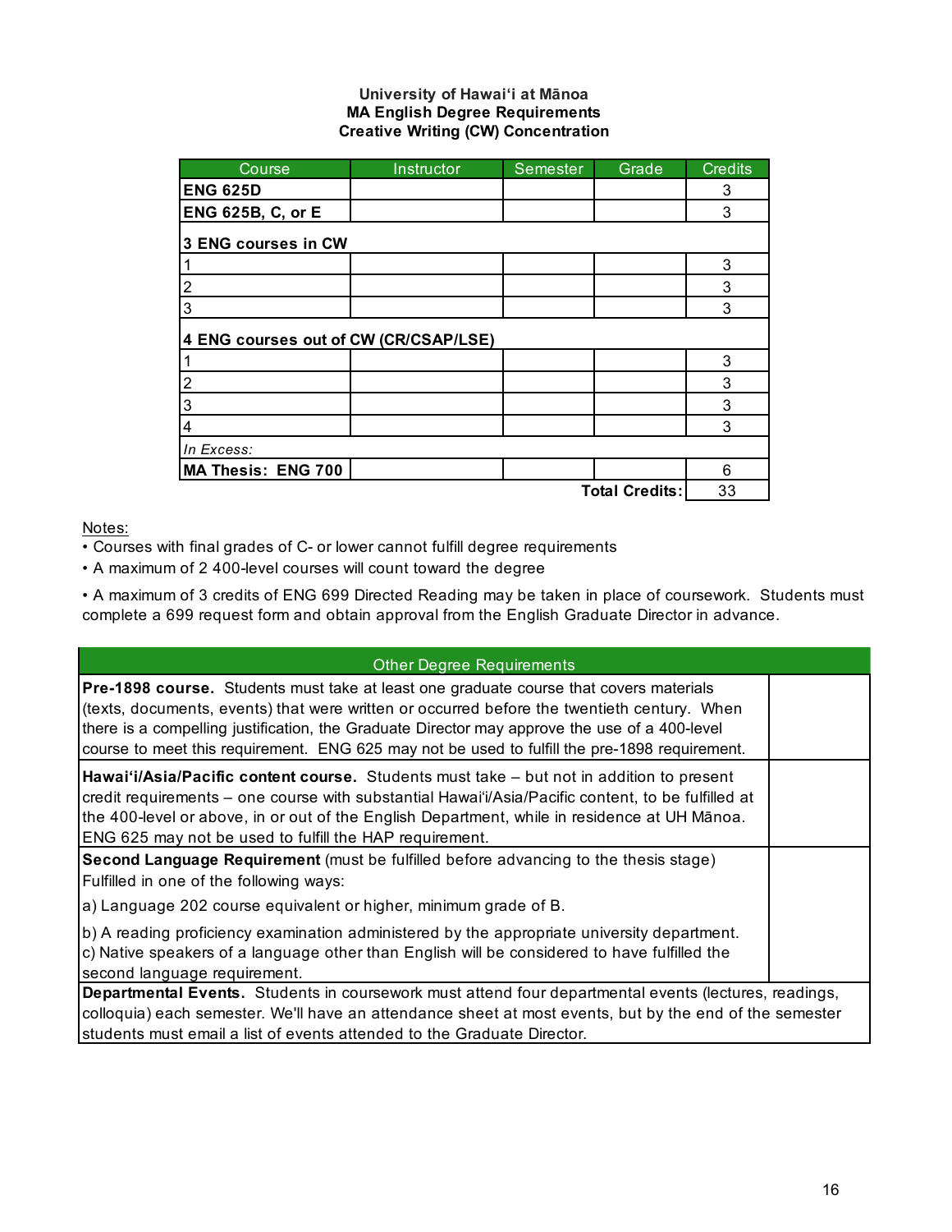**University of Hawaiʻi at Mānoa**
**MA English Degree Requirements**
**Creative Writing (CW) Concentration**

| Course | Instructor | Semester | Grade | Credits |
|---|---|---|---|---|
| **ENG 625D** | | | | 3 |
| **ENG 625B, C, or E** | | | | 3 |
| **3 ENG courses in CW** | | | | |
| 1 | | | | 3 |
| 2 | | | | 3 |
| 3 | | | | 3 |
| **4 ENG courses out of CW (CR/CSAP/LSE)** | | | | |
| 1 | | | | 3 |
| 2 | | | | 3 |
| 3 | | | | 3 |
| 4 | | | | 3 |
| *In Excess:* | | | | |
| **MA Thesis: ENG 700** | | | | 6 |
| | | | **Total Credits:** | 33 |

Notes:

- Courses with final grades of C- or lower cannot fulfill degree requirements
- A maximum of 2 400-level courses will count toward the degree
- A maximum of 3 credits of ENG 699 Directed Reading may be taken in place of coursework. Students must complete a 699 request form and obtain approval from the English Graduate Director in advance.

| Other Degree Requirements | |
|---|---|
| **Pre-1898 course.** Students must take at least one graduate course that covers materials (texts, documents, events) that were written or occurred before the twentieth century. When there is a compelling justification, the Graduate Director may approve the use of a 400-level course to meet this requirement. ENG 625 may not be used to fulfill the pre-1898 requirement. | |
| **Hawaiʻi/Asia/Pacific content course.** Students must take – but not in addition to present credit requirements – one course with substantial Hawaiʻi/Asia/Pacific content, to be fulfilled at the 400-level or above, in or out of the English Department, while in residence at UH Mānoa. ENG 625 may not be used to fulfill the HAP requirement. | |
| **Second Language Requirement** (must be fulfilled before advancing to the thesis stage) Fulfilled in one of the following ways: a) Language 202 course equivalent or higher, minimum grade of B. b) A reading proficiency examination administered by the appropriate university department. c) Native speakers of a language other than English will be considered to have fulfilled the second language requirement. | |
| **Departmental Events.** Students in coursework must attend four departmental events (lectures, readings, colloquia) each semester. We'll have an attendance sheet at most events, but by the end of the semester students must email a list of events attended to the Graduate Director. | |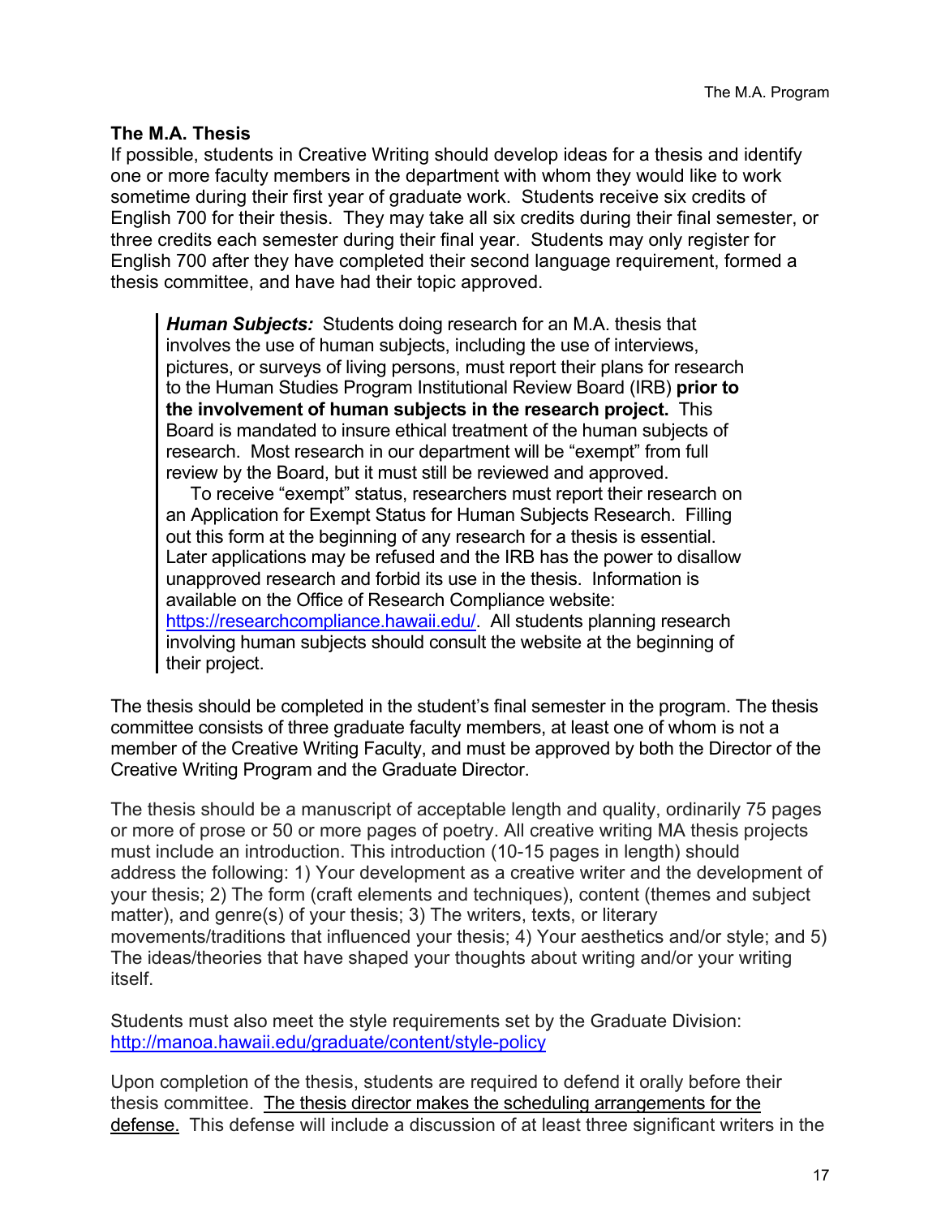### The M.A. Thesis

If possible, students in Creative Writing should develop ideas for a thesis and identify one or more faculty members in the department with whom they would like to work sometime during their first year of graduate work. Students receive six credits of English 700 for their thesis. They may take all six credits during their final semester, or three credits each semester during their final year. Students may only register for English 700 after they have completed their second language requirement, formed a thesis committee, and have had their topic approved.

> ***Human Subjects:*** Students doing research for an M.A. thesis that involves the use of human subjects, including the use of interviews, pictures, or surveys of living persons, must report their plans for research to the Human Studies Program Institutional Review Board (IRB) **prior to the involvement of human subjects in the research project.** This Board is mandated to insure ethical treatment of the human subjects of research. Most research in our department will be "exempt" from full review by the Board, but it must still be reviewed and approved.
>
> To receive "exempt" status, researchers must report their research on an Application for Exempt Status for Human Subjects Research. Filling out this form at the beginning of any research for a thesis is essential. Later applications may be refused and the IRB has the power to disallow unapproved research and forbid its use in the thesis. Information is available on the Office of Research Compliance website: https://researchcompliance.hawaii.edu/. All students planning research involving human subjects should consult the website at the beginning of their project.

The thesis should be completed in the student's final semester in the program. The thesis committee consists of three graduate faculty members, at least one of whom is not a member of the Creative Writing Faculty, and must be approved by both the Director of the Creative Writing Program and the Graduate Director.

The thesis should be a manuscript of acceptable length and quality, ordinarily 75 pages or more of prose or 50 or more pages of poetry. All creative writing MA thesis projects must include an introduction. This introduction (10-15 pages in length) should address the following: 1) Your development as a creative writer and the development of your thesis; 2) The form (craft elements and techniques), content (themes and subject matter), and genre(s) of your thesis; 3) The writers, texts, or literary movements/traditions that influenced your thesis; 4) Your aesthetics and/or style; and 5) The ideas/theories that have shaped your thoughts about writing and/or your writing itself.

Students must also meet the style requirements set by the Graduate Division: http://manoa.hawaii.edu/graduate/content/style-policy

Upon completion of the thesis, students are required to defend it orally before their thesis committee. <u>The thesis director makes the scheduling arrangements for the defense.</u> This defense will include a discussion of at least three significant writers in the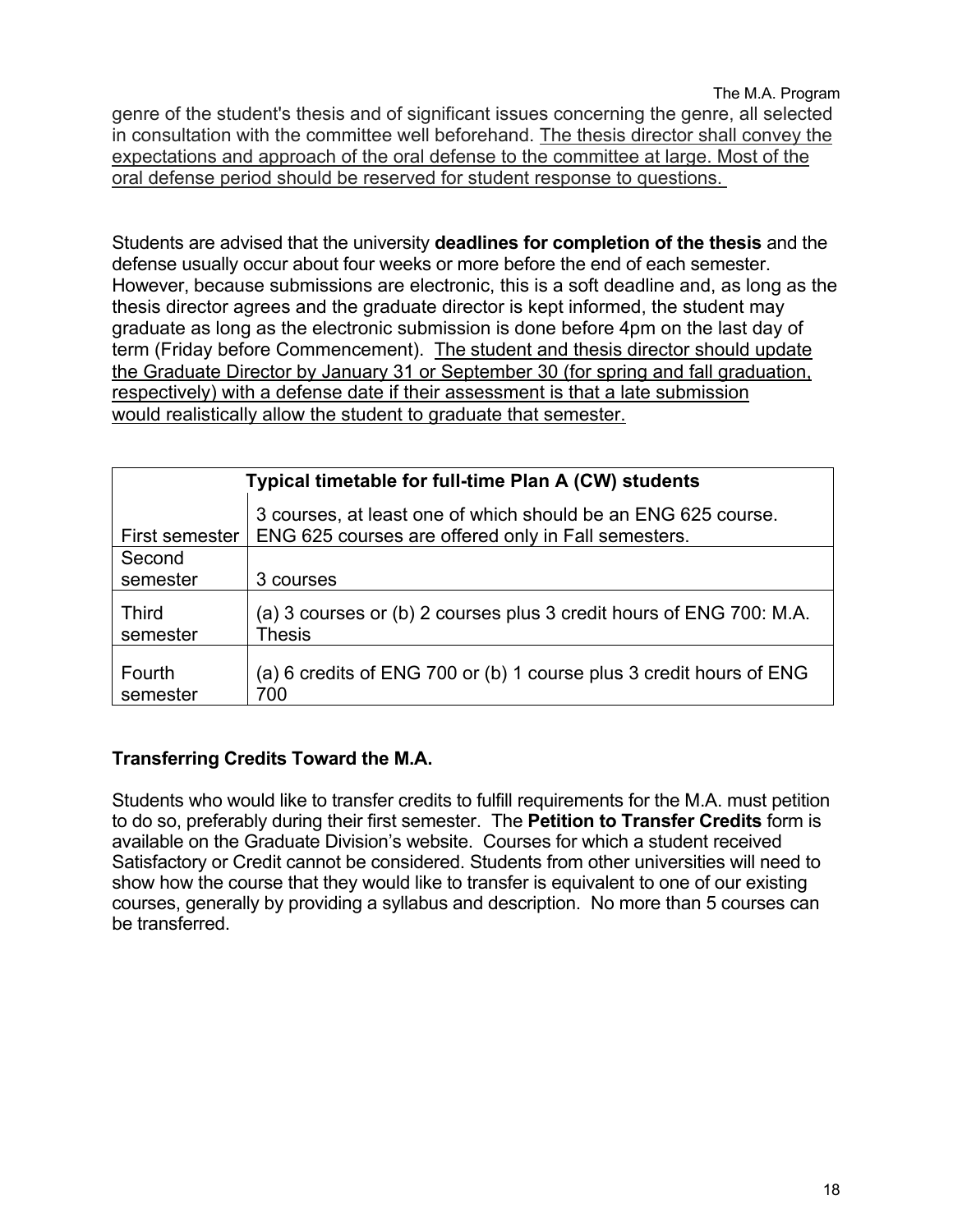genre of the student's thesis and of significant issues concerning the genre, all selected in consultation with the committee well beforehand. <u>The thesis director shall convey the expectations and approach of the oral defense to the committee at large. Most of the oral defense period should be reserved for student response to questions.</u>

Students are advised that the university **deadlines for completion of the thesis** and the defense usually occur about four weeks or more before the end of each semester. However, because submissions are electronic, this is a soft deadline and, as long as the thesis director agrees and the graduate director is kept informed, the student may graduate as long as the electronic submission is done before 4pm on the last day of term (Friday before Commencement). <u>The student and thesis director should update the Graduate Director by January 31 or September 30 (for spring and fall graduation, respectively) with a defense date if their assessment is that a late submission would realistically allow the student to graduate that semester.</u>

| **Typical timetable for full-time Plan A (CW) students** | |
|---|---|
| First semester | 3 courses, at least one of which should be an ENG 625 course. ENG 625 courses are offered only in Fall semesters. |
| Second semester | 3 courses |
| Third semester | (a) 3 courses or (b) 2 courses plus 3 credit hours of ENG 700: M.A. Thesis |
| Fourth semester | (a) 6 credits of ENG 700 or (b) 1 course plus 3 credit hours of ENG 700 |

### Transferring Credits Toward the M.A.

Students who would like to transfer credits to fulfill requirements for the M.A. must petition to do so, preferably during their first semester. The **Petition to Transfer Credits** form is available on the Graduate Division's website. Courses for which a student received Satisfactory or Credit cannot be considered. Students from other universities will need to show how the course that they would like to transfer is equivalent to one of our existing courses, generally by providing a syllabus and description. No more than 5 courses can be transferred.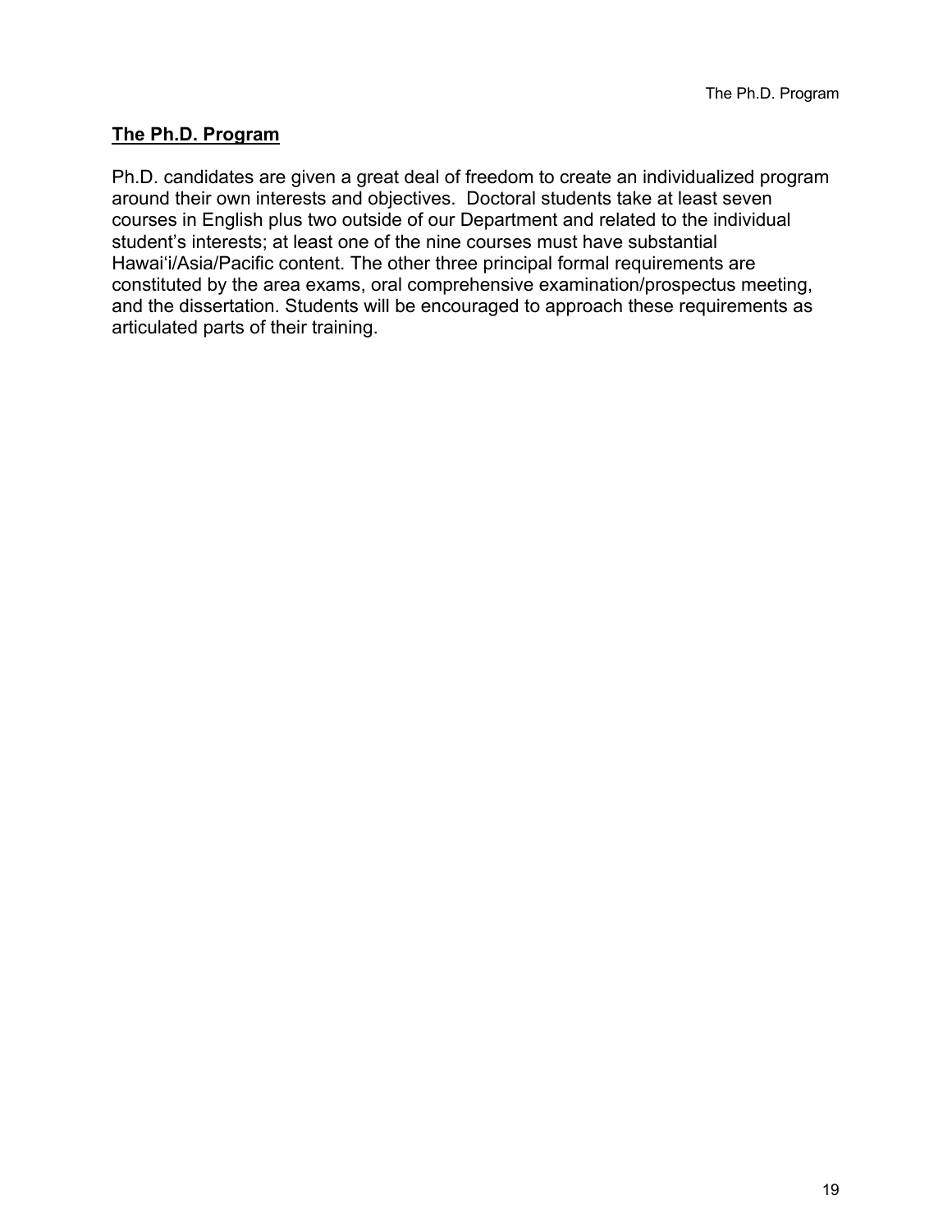## The Ph.D. Program

Ph.D. candidates are given a great deal of freedom to create an individualized program around their own interests and objectives. Doctoral students take at least seven courses in English plus two outside of our Department and related to the individual student's interests; at least one of the nine courses must have substantial Hawai'i/Asia/Pacific content. The other three principal formal requirements are constituted by the area exams, oral comprehensive examination/prospectus meeting, and the dissertation. Students will be encouraged to approach these requirements as articulated parts of their training.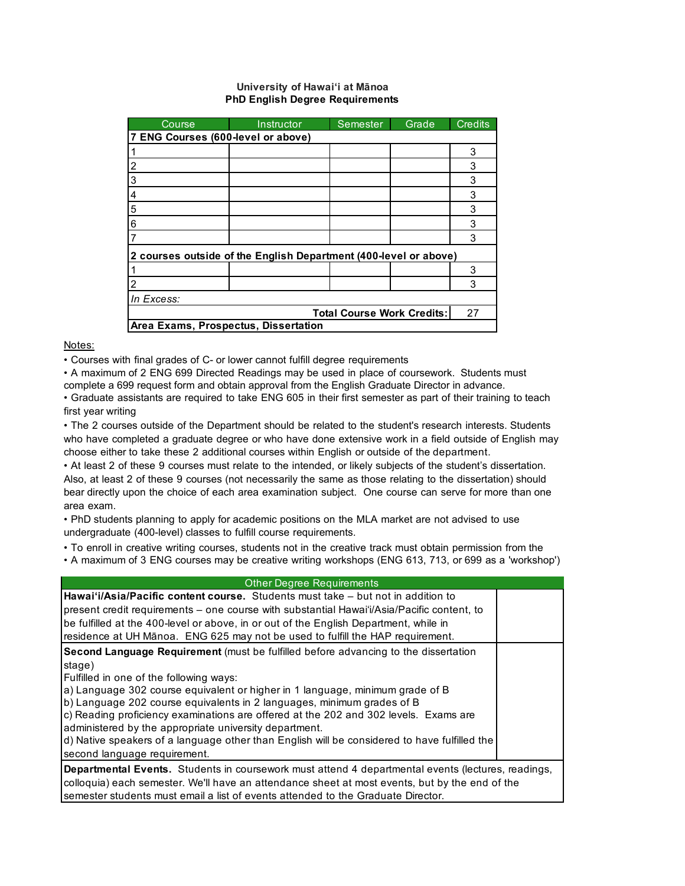**University of Hawai'i at Mānoa**
**PhD English Degree Requirements**

| Course | Instructor | Semester | Grade | Credits |
|---|---|---|---|---|
| **7 ENG Courses (600-level or above)** | | | | |
| 1 | | | | 3 |
| 2 | | | | 3 |
| 3 | | | | 3 |
| 4 | | | | 3 |
| 5 | | | | 3 |
| 6 | | | | 3 |
| 7 | | | | 3 |
| **2 courses outside of the English Department (400-level or above)** | | | | |
| 1 | | | | 3 |
| 2 | | | | 3 |
| *In Excess:* | | | | |
| | | | **Total Course Work Credits:** | 27 |
| **Area Exams, Prospectus, Dissertation** | | | | |

Notes:

- Courses with final grades of C- or lower cannot fulfill degree requirements
- A maximum of 2 ENG 699 Directed Readings may be used in place of coursework. Students must complete a 699 request form and obtain approval from the English Graduate Director in advance.
- Graduate assistants are required to take ENG 605 in their first semester as part of their training to teach first year writing
- The 2 courses outside of the Department should be related to the student's research interests. Students who have completed a graduate degree or who have done extensive work in a field outside of English may choose either to take these 2 additional courses within English or outside of the department.
- At least 2 of these 9 courses must relate to the intended, or likely subjects of the student's dissertation. Also, at least 2 of these 9 courses (not necessarily the same as those relating to the dissertation) should bear directly upon the choice of each area examination subject. One course can serve for more than one area exam.
- PhD students planning to apply for academic positions on the MLA market are not advised to use undergraduate (400-level) classes to fulfill course requirements.
- To enroll in creative writing courses, students not in the creative track must obtain permission from the
- A maximum of 3 ENG courses may be creative writing workshops (ENG 613, 713, or 699 as a 'workshop')

| Other Degree Requirements | |
|---|---|
| **Hawai'i/Asia/Pacific content course.** Students must take – but not in addition to present credit requirements – one course with substantial Hawai'i/Asia/Pacific content, to be fulfilled at the 400-level or above, in or out of the English Department, while in residence at UH Mānoa. ENG 625 may not be used to fulfill the HAP requirement. | |
| **Second Language Requirement** (must be fulfilled before advancing to the dissertation stage)<br>Fulfilled in one of the following ways:<br>a) Language 302 course equivalent or higher in 1 language, minimum grade of B<br>b) Language 202 course equivalents in 2 languages, minimum grades of B<br>c) Reading proficiency examinations are offered at the 202 and 302 levels. Exams are administered by the appropriate university department.<br>d) Native speakers of a language other than English will be considered to have fulfilled the second language requirement. | |
| **Departmental Events.** Students in coursework must attend 4 departmental events (lectures, readings, colloquia) each semester. We'll have an attendance sheet at most events, but by the end of the semester students must email a list of events attended to the Graduate Director. | |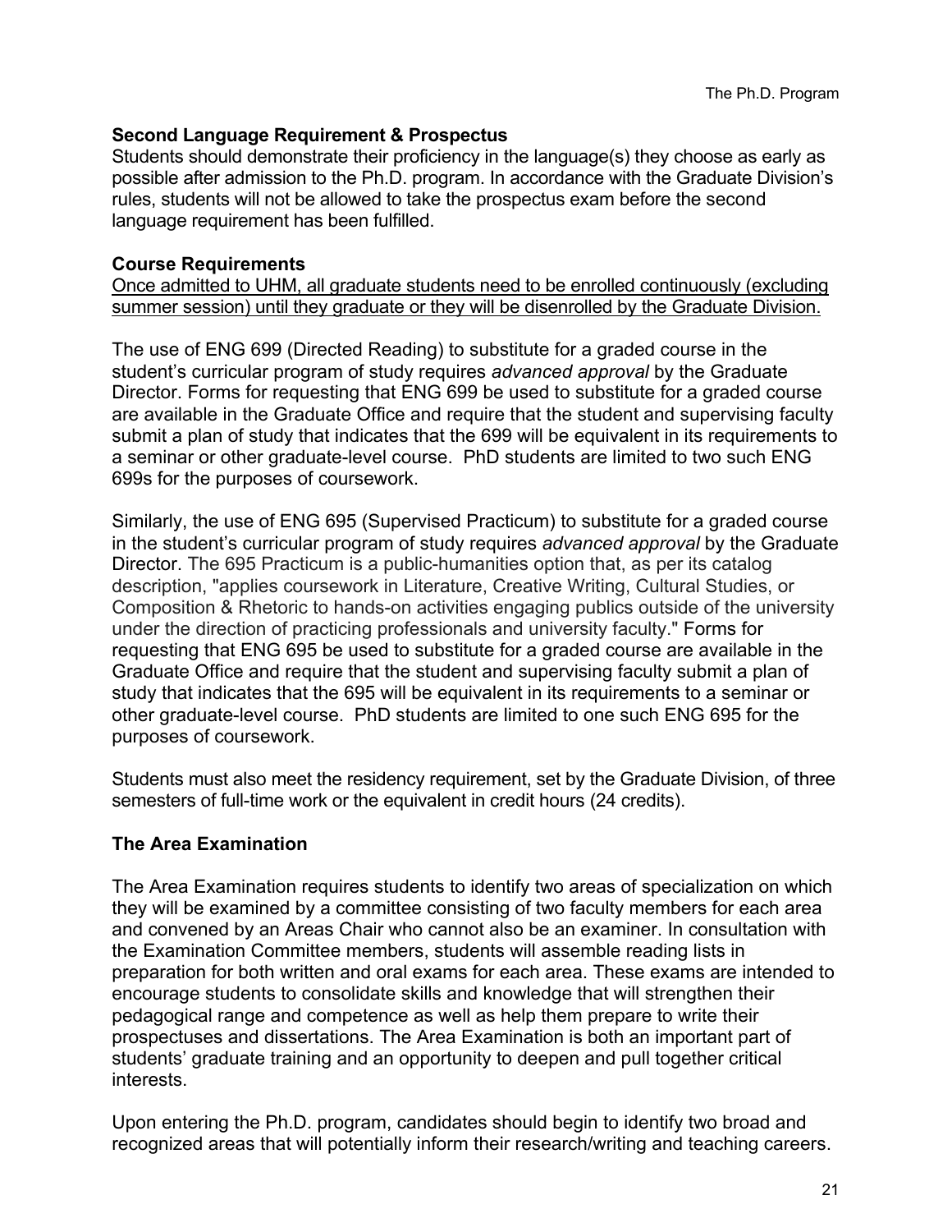### Second Language Requirement & Prospectus

Students should demonstrate their proficiency in the language(s) they choose as early as possible after admission to the Ph.D. program. In accordance with the Graduate Division's rules, students will not be allowed to take the prospectus exam before the second language requirement has been fulfilled.

### Course Requirements

Once admitted to UHM, all graduate students need to be enrolled continuously (excluding summer session) until they graduate or they will be disenrolled by the Graduate Division.

The use of ENG 699 (Directed Reading) to substitute for a graded course in the student's curricular program of study requires *advanced approval* by the Graduate Director. Forms for requesting that ENG 699 be used to substitute for a graded course are available in the Graduate Office and require that the student and supervising faculty submit a plan of study that indicates that the 699 will be equivalent in its requirements to a seminar or other graduate-level course. PhD students are limited to two such ENG 699s for the purposes of coursework.

Similarly, the use of ENG 695 (Supervised Practicum) to substitute for a graded course in the student's curricular program of study requires *advanced approval* by the Graduate Director. The 695 Practicum is a public-humanities option that, as per its catalog description, "applies coursework in Literature, Creative Writing, Cultural Studies, or Composition & Rhetoric to hands-on activities engaging publics outside of the university under the direction of practicing professionals and university faculty." Forms for requesting that ENG 695 be used to substitute for a graded course are available in the Graduate Office and require that the student and supervising faculty submit a plan of study that indicates that the 695 will be equivalent in its requirements to a seminar or other graduate-level course. PhD students are limited to one such ENG 695 for the purposes of coursework.

Students must also meet the residency requirement, set by the Graduate Division, of three semesters of full-time work or the equivalent in credit hours (24 credits).

### The Area Examination

The Area Examination requires students to identify two areas of specialization on which they will be examined by a committee consisting of two faculty members for each area and convened by an Areas Chair who cannot also be an examiner. In consultation with the Examination Committee members, students will assemble reading lists in preparation for both written and oral exams for each area. These exams are intended to encourage students to consolidate skills and knowledge that will strengthen their pedagogical range and competence as well as help them prepare to write their prospectuses and dissertations. The Area Examination is both an important part of students' graduate training and an opportunity to deepen and pull together critical interests.

Upon entering the Ph.D. program, candidates should begin to identify two broad and recognized areas that will potentially inform their research/writing and teaching careers.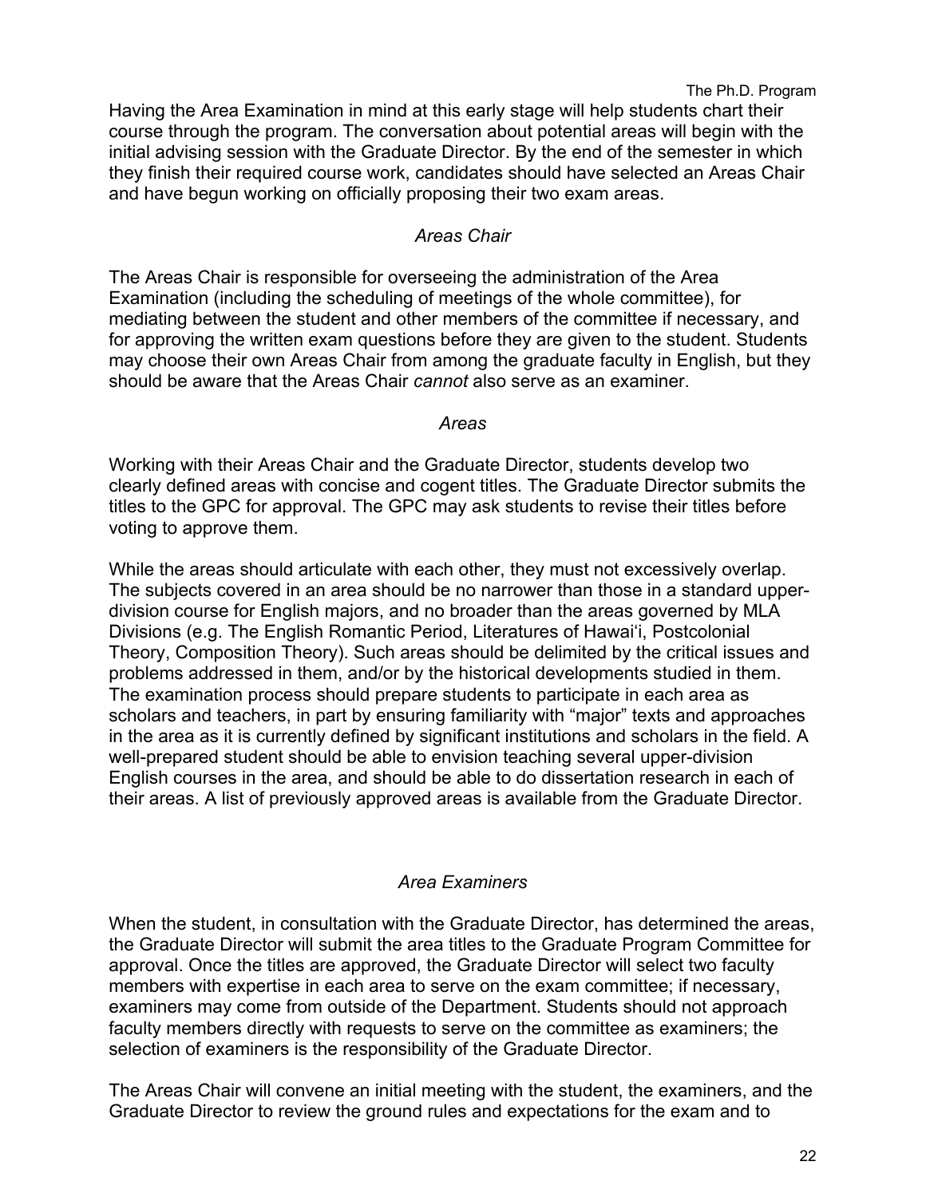Having the Area Examination in mind at this early stage will help students chart their course through the program. The conversation about potential areas will begin with the initial advising session with the Graduate Director. By the end of the semester in which they finish their required course work, candidates should have selected an Areas Chair and have begun working on officially proposing their two exam areas.

### *Areas Chair*

The Areas Chair is responsible for overseeing the administration of the Area Examination (including the scheduling of meetings of the whole committee), for mediating between the student and other members of the committee if necessary, and for approving the written exam questions before they are given to the student. Students may choose their own Areas Chair from among the graduate faculty in English, but they should be aware that the Areas Chair *cannot* also serve as an examiner.

### *Areas*

Working with their Areas Chair and the Graduate Director, students develop two clearly defined areas with concise and cogent titles. The Graduate Director submits the titles to the GPC for approval. The GPC may ask students to revise their titles before voting to approve them.

While the areas should articulate with each other, they must not excessively overlap. The subjects covered in an area should be no narrower than those in a standard upper-division course for English majors, and no broader than the areas governed by MLA Divisions (e.g. The English Romantic Period, Literatures of Hawaiʻi, Postcolonial Theory, Composition Theory). Such areas should be delimited by the critical issues and problems addressed in them, and/or by the historical developments studied in them. The examination process should prepare students to participate in each area as scholars and teachers, in part by ensuring familiarity with "major" texts and approaches in the area as it is currently defined by significant institutions and scholars in the field. A well-prepared student should be able to envision teaching several upper-division English courses in the area, and should be able to do dissertation research in each of their areas. A list of previously approved areas is available from the Graduate Director.

### *Area Examiners*

When the student, in consultation with the Graduate Director, has determined the areas, the Graduate Director will submit the area titles to the Graduate Program Committee for approval. Once the titles are approved, the Graduate Director will select two faculty members with expertise in each area to serve on the exam committee; if necessary, examiners may come from outside of the Department. Students should not approach faculty members directly with requests to serve on the committee as examiners; the selection of examiners is the responsibility of the Graduate Director.

The Areas Chair will convene an initial meeting with the student, the examiners, and the Graduate Director to review the ground rules and expectations for the exam and to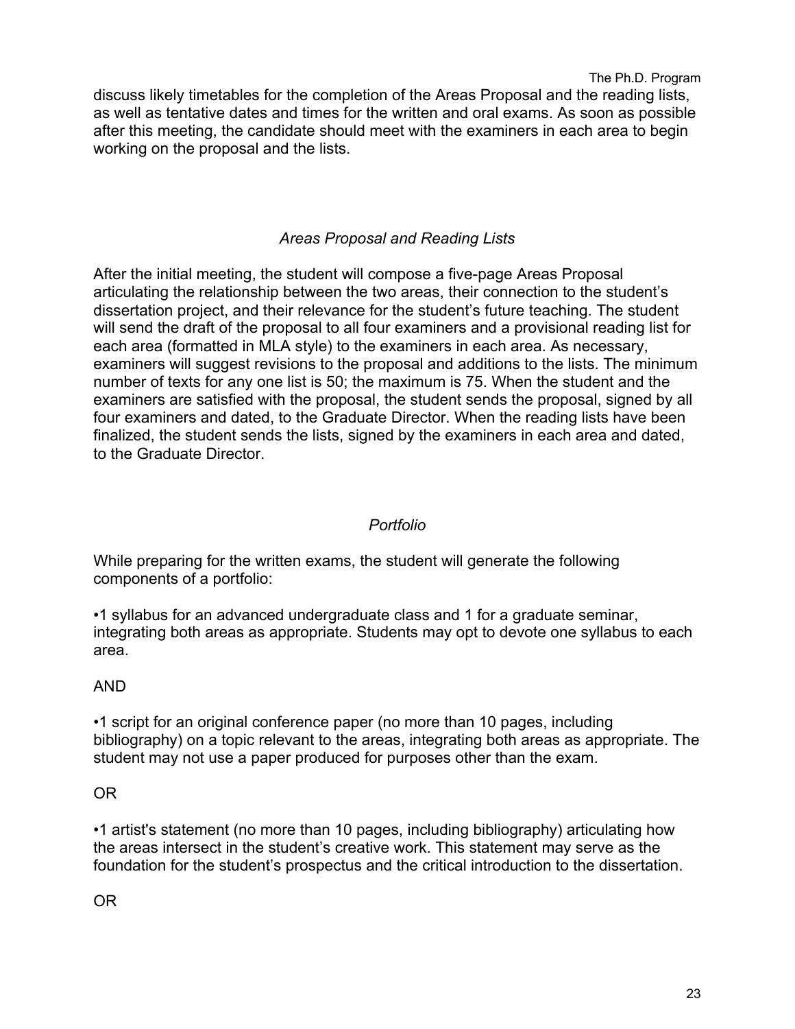discuss likely timetables for the completion of the Areas Proposal and the reading lists, as well as tentative dates and times for the written and oral exams. As soon as possible after this meeting, the candidate should meet with the examiners in each area to begin working on the proposal and the lists.

### *Areas Proposal and Reading Lists*

After the initial meeting, the student will compose a five-page Areas Proposal articulating the relationship between the two areas, their connection to the student's dissertation project, and their relevance for the student's future teaching. The student will send the draft of the proposal to all four examiners and a provisional reading list for each area (formatted in MLA style) to the examiners in each area. As necessary, examiners will suggest revisions to the proposal and additions to the lists. The minimum number of texts for any one list is 50; the maximum is 75. When the student and the examiners are satisfied with the proposal, the student sends the proposal, signed by all four examiners and dated, to the Graduate Director. When the reading lists have been finalized, the student sends the lists, signed by the examiners in each area and dated, to the Graduate Director.

### *Portfolio*

While preparing for the written exams, the student will generate the following components of a portfolio:

•1 syllabus for an advanced undergraduate class and 1 for a graduate seminar, integrating both areas as appropriate. Students may opt to devote one syllabus to each area.

AND

•1 script for an original conference paper (no more than 10 pages, including bibliography) on a topic relevant to the areas, integrating both areas as appropriate. The student may not use a paper produced for purposes other than the exam.

OR

•1 artist's statement (no more than 10 pages, including bibliography) articulating how the areas intersect in the student's creative work. This statement may serve as the foundation for the student's prospectus and the critical introduction to the dissertation.

OR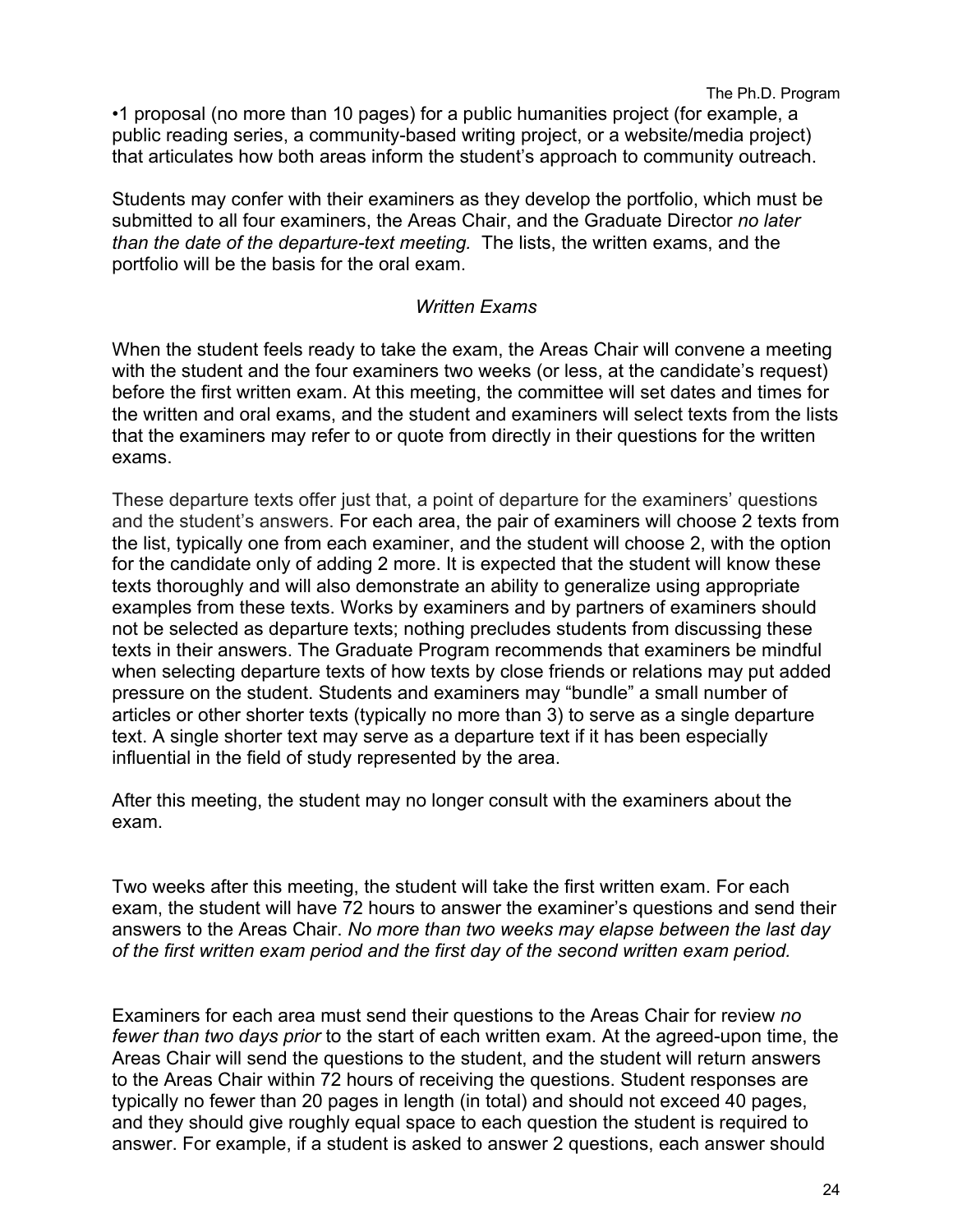•1 proposal (no more than 10 pages) for a public humanities project (for example, a public reading series, a community-based writing project, or a website/media project) that articulates how both areas inform the student's approach to community outreach.

Students may confer with their examiners as they develop the portfolio, which must be submitted to all four examiners, the Areas Chair, and the Graduate Director *no later than the date of the departure-text meeting.* The lists, the written exams, and the portfolio will be the basis for the oral exam.

### *Written Exams*

When the student feels ready to take the exam, the Areas Chair will convene a meeting with the student and the four examiners two weeks (or less, at the candidate's request) before the first written exam. At this meeting, the committee will set dates and times for the written and oral exams, and the student and examiners will select texts from the lists that the examiners may refer to or quote from directly in their questions for the written exams.

These departure texts offer just that, a point of departure for the examiners' questions and the student's answers. For each area, the pair of examiners will choose 2 texts from the list, typically one from each examiner, and the student will choose 2, with the option for the candidate only of adding 2 more. It is expected that the student will know these texts thoroughly and will also demonstrate an ability to generalize using appropriate examples from these texts. Works by examiners and by partners of examiners should not be selected as departure texts; nothing precludes students from discussing these texts in their answers. The Graduate Program recommends that examiners be mindful when selecting departure texts of how texts by close friends or relations may put added pressure on the student. Students and examiners may "bundle" a small number of articles or other shorter texts (typically no more than 3) to serve as a single departure text. A single shorter text may serve as a departure text if it has been especially influential in the field of study represented by the area.

After this meeting, the student may no longer consult with the examiners about the exam.

Two weeks after this meeting, the student will take the first written exam. For each exam, the student will have 72 hours to answer the examiner's questions and send their answers to the Areas Chair. *No more than two weeks may elapse between the last day of the first written exam period and the first day of the second written exam period.*

Examiners for each area must send their questions to the Areas Chair for review *no fewer than two days prior* to the start of each written exam. At the agreed-upon time, the Areas Chair will send the questions to the student, and the student will return answers to the Areas Chair within 72 hours of receiving the questions. Student responses are typically no fewer than 20 pages in length (in total) and should not exceed 40 pages, and they should give roughly equal space to each question the student is required to answer. For example, if a student is asked to answer 2 questions, each answer should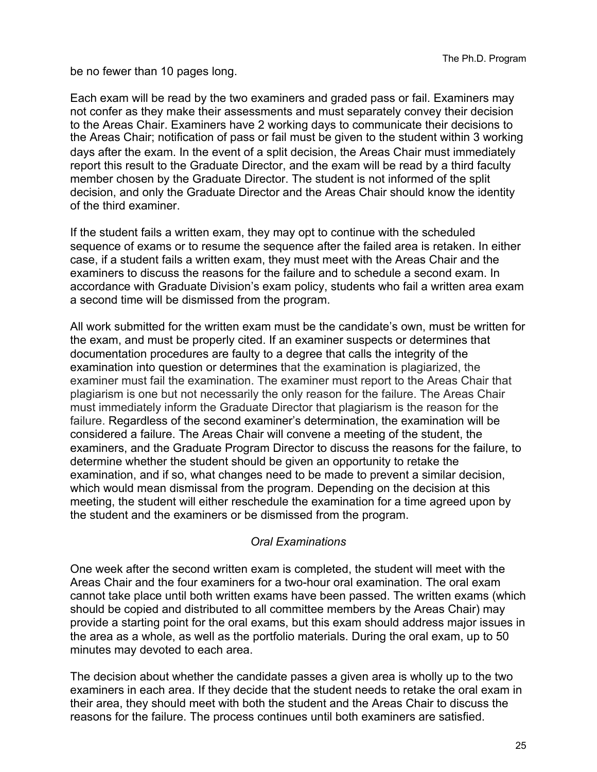be no fewer than 10 pages long.

Each exam will be read by the two examiners and graded pass or fail. Examiners may not confer as they make their assessments and must separately convey their decision to the Areas Chair. Examiners have 2 working days to communicate their decisions to the Areas Chair; notification of pass or fail must be given to the student within 3 working days after the exam. In the event of a split decision, the Areas Chair must immediately report this result to the Graduate Director, and the exam will be read by a third faculty member chosen by the Graduate Director. The student is not informed of the split decision, and only the Graduate Director and the Areas Chair should know the identity of the third examiner.

If the student fails a written exam, they may opt to continue with the scheduled sequence of exams or to resume the sequence after the failed area is retaken. In either case, if a student fails a written exam, they must meet with the Areas Chair and the examiners to discuss the reasons for the failure and to schedule a second exam. In accordance with Graduate Division's exam policy, students who fail a written area exam a second time will be dismissed from the program.

All work submitted for the written exam must be the candidate's own, must be written for the exam, and must be properly cited. If an examiner suspects or determines that documentation procedures are faulty to a degree that calls the integrity of the examination into question or determines that the examination is plagiarized, the examiner must fail the examination. The examiner must report to the Areas Chair that plagiarism is one but not necessarily the only reason for the failure. The Areas Chair must immediately inform the Graduate Director that plagiarism is the reason for the failure. Regardless of the second examiner's determination, the examination will be considered a failure. The Areas Chair will convene a meeting of the student, the examiners, and the Graduate Program Director to discuss the reasons for the failure, to determine whether the student should be given an opportunity to retake the examination, and if so, what changes need to be made to prevent a similar decision, which would mean dismissal from the program. Depending on the decision at this meeting, the student will either reschedule the examination for a time agreed upon by the student and the examiners or be dismissed from the program.

*Oral Examinations*

One week after the second written exam is completed, the student will meet with the Areas Chair and the four examiners for a two-hour oral examination. The oral exam cannot take place until both written exams have been passed. The written exams (which should be copied and distributed to all committee members by the Areas Chair) may provide a starting point for the oral exams, but this exam should address major issues in the area as a whole, as well as the portfolio materials. During the oral exam, up to 50 minutes may devoted to each area.

The decision about whether the candidate passes a given area is wholly up to the two examiners in each area. If they decide that the student needs to retake the oral exam in their area, they should meet with both the student and the Areas Chair to discuss the reasons for the failure. The process continues until both examiners are satisfied.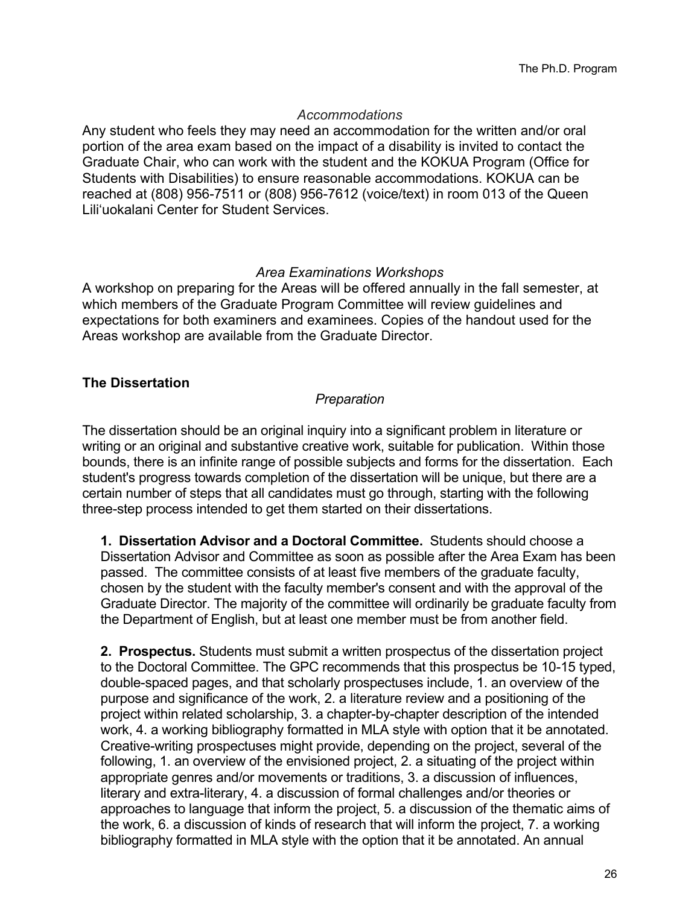*Accommodations*

Any student who feels they may need an accommodation for the written and/or oral portion of the area exam based on the impact of a disability is invited to contact the Graduate Chair, who can work with the student and the KOKUA Program (Office for Students with Disabilities) to ensure reasonable accommodations. KOKUA can be reached at (808) 956-7511 or (808) 956-7612 (voice/text) in room 013 of the Queen Liliʻuokalani Center for Student Services.

*Area Examinations Workshops*

A workshop on preparing for the Areas will be offered annually in the fall semester, at which members of the Graduate Program Committee will review guidelines and expectations for both examiners and examinees. Copies of the handout used for the Areas workshop are available from the Graduate Director.

**The Dissertation**

*Preparation*

The dissertation should be an original inquiry into a significant problem in literature or writing or an original and substantive creative work, suitable for publication. Within those bounds, there is an infinite range of possible subjects and forms for the dissertation. Each student's progress towards completion of the dissertation will be unique, but there are a certain number of steps that all candidates must go through, starting with the following three-step process intended to get them started on their dissertations.

**1. Dissertation Advisor and a Doctoral Committee.** Students should choose a Dissertation Advisor and Committee as soon as possible after the Area Exam has been passed. The committee consists of at least five members of the graduate faculty, chosen by the student with the faculty member's consent and with the approval of the Graduate Director. The majority of the committee will ordinarily be graduate faculty from the Department of English, but at least one member must be from another field.

**2. Prospectus.** Students must submit a written prospectus of the dissertation project to the Doctoral Committee. The GPC recommends that this prospectus be 10-15 typed, double-spaced pages, and that scholarly prospectuses include, 1. an overview of the purpose and significance of the work, 2. a literature review and a positioning of the project within related scholarship, 3. a chapter-by-chapter description of the intended work, 4. a working bibliography formatted in MLA style with option that it be annotated. Creative-writing prospectuses might provide, depending on the project, several of the following, 1. an overview of the envisioned project, 2. a situating of the project within appropriate genres and/or movements or traditions, 3. a discussion of influences, literary and extra-literary, 4. a discussion of formal challenges and/or theories or approaches to language that inform the project, 5. a discussion of the thematic aims of the work, 6. a discussion of kinds of research that will inform the project, 7. a working bibliography formatted in MLA style with the option that it be annotated. An annual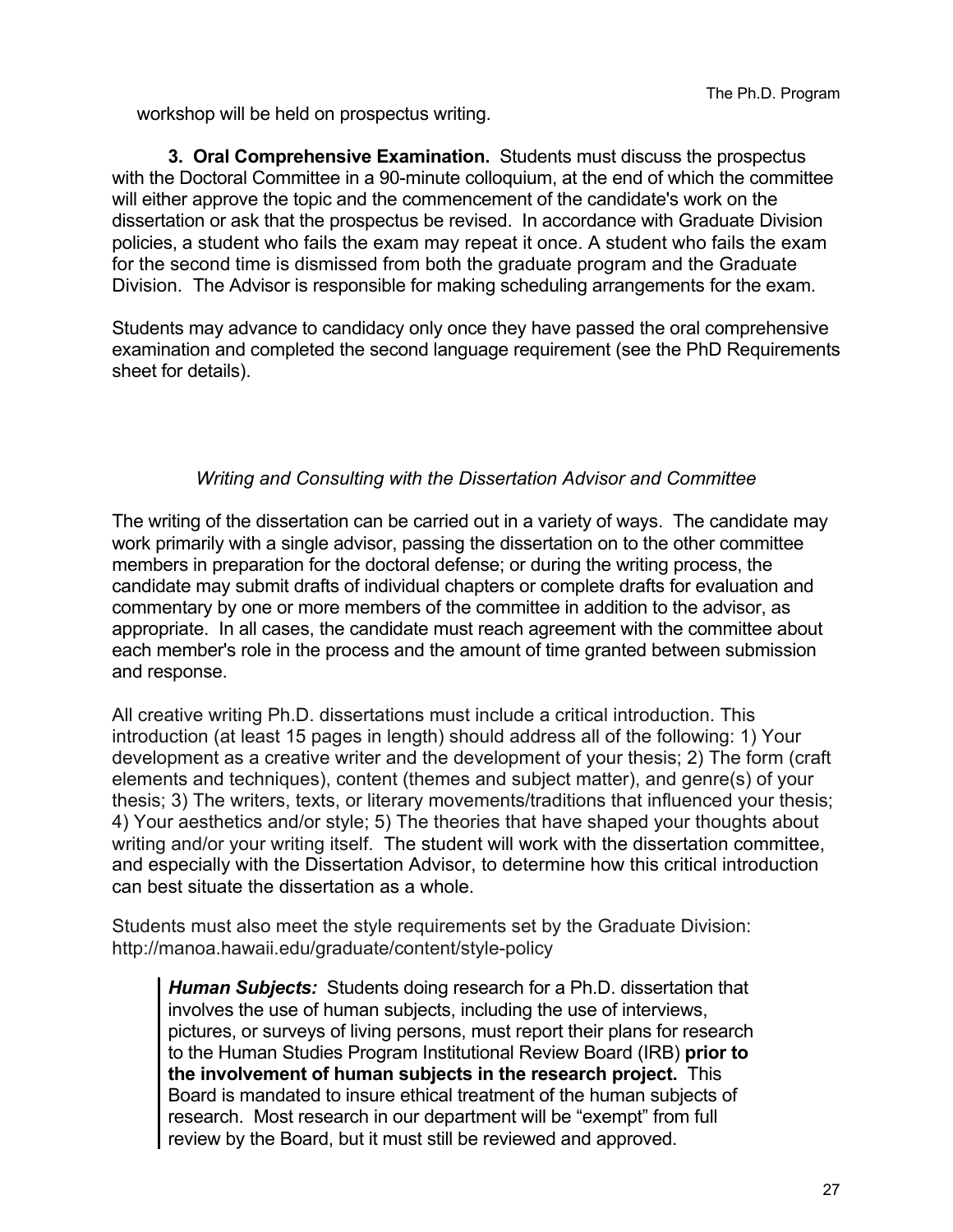workshop will be held on prospectus writing.

**3. Oral Comprehensive Examination.** Students must discuss the prospectus with the Doctoral Committee in a 90-minute colloquium, at the end of which the committee will either approve the topic and the commencement of the candidate's work on the dissertation or ask that the prospectus be revised. In accordance with Graduate Division policies, a student who fails the exam may repeat it once. A student who fails the exam for the second time is dismissed from both the graduate program and the Graduate Division. The Advisor is responsible for making scheduling arrangements for the exam.

Students may advance to candidacy only once they have passed the oral comprehensive examination and completed the second language requirement (see the PhD Requirements sheet for details).

### *Writing and Consulting with the Dissertation Advisor and Committee*

The writing of the dissertation can be carried out in a variety of ways. The candidate may work primarily with a single advisor, passing the dissertation on to the other committee members in preparation for the doctoral defense; or during the writing process, the candidate may submit drafts of individual chapters or complete drafts for evaluation and commentary by one or more members of the committee in addition to the advisor, as appropriate. In all cases, the candidate must reach agreement with the committee about each member's role in the process and the amount of time granted between submission and response.

All creative writing Ph.D. dissertations must include a critical introduction. This introduction (at least 15 pages in length) should address all of the following: 1) Your development as a creative writer and the development of your thesis; 2) The form (craft elements and techniques), content (themes and subject matter), and genre(s) of your thesis; 3) The writers, texts, or literary movements/traditions that influenced your thesis; 4) Your aesthetics and/or style; 5) The theories that have shaped your thoughts about writing and/or your writing itself. The student will work with the dissertation committee, and especially with the Dissertation Advisor, to determine how this critical introduction can best situate the dissertation as a whole.

Students must also meet the style requirements set by the Graduate Division: http://manoa.hawaii.edu/graduate/content/style-policy

> ***Human Subjects:*** Students doing research for a Ph.D. dissertation that involves the use of human subjects, including the use of interviews, pictures, or surveys of living persons, must report their plans for research to the Human Studies Program Institutional Review Board (IRB) **prior to the involvement of human subjects in the research project.** This Board is mandated to insure ethical treatment of the human subjects of research. Most research in our department will be "exempt" from full review by the Board, but it must still be reviewed and approved.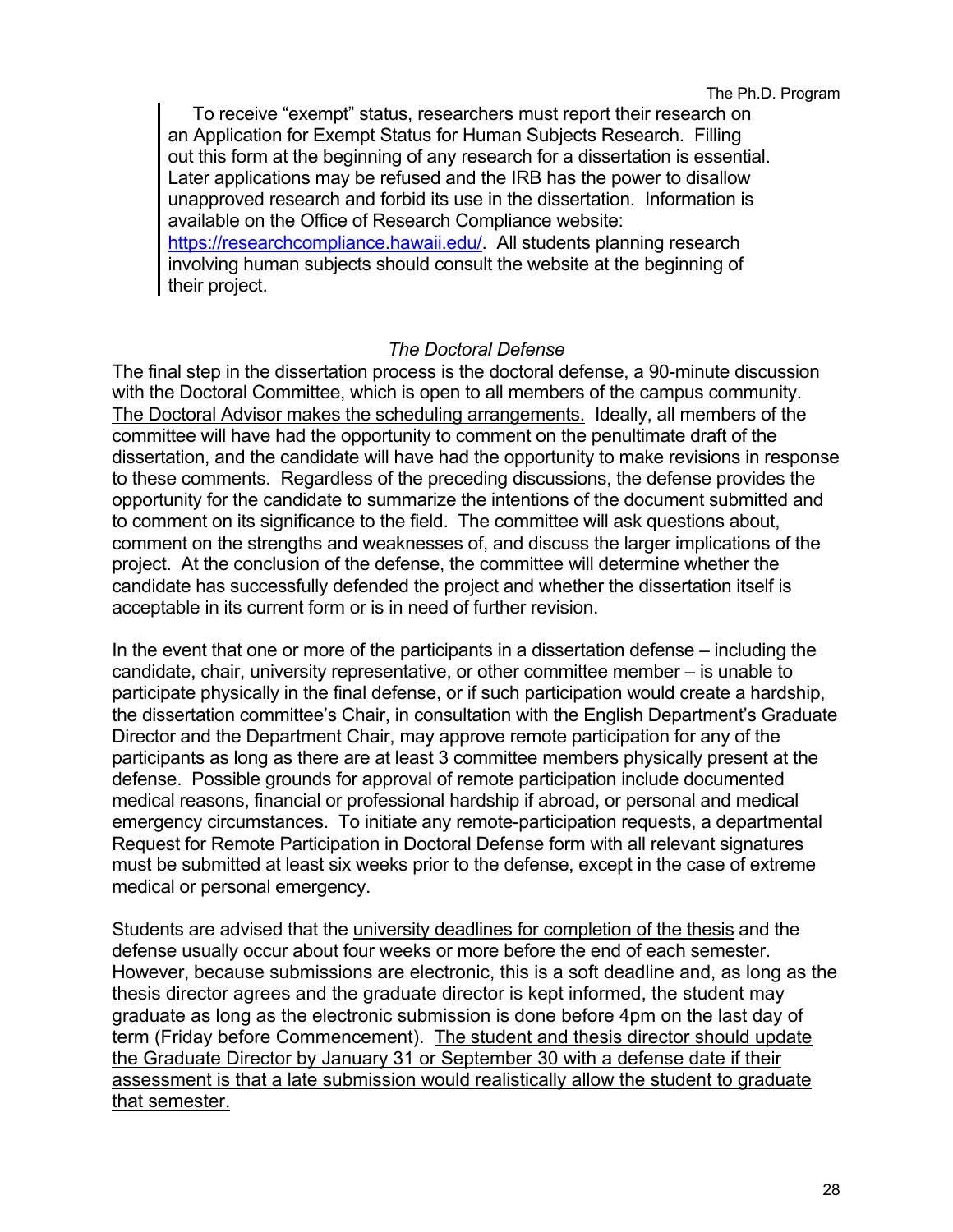> To receive "exempt" status, researchers must report their research on an Application for Exempt Status for Human Subjects Research. Filling out this form at the beginning of any research for a dissertation is essential. Later applications may be refused and the IRB has the power to disallow unapproved research and forbid its use in the dissertation. Information is available on the Office of Research Compliance website: [https://researchcompliance.hawaii.edu/](https://researchcompliance.hawaii.edu/). All students planning research involving human subjects should consult the website at the beginning of their project.

### *The Doctoral Defense*

The final step in the dissertation process is the doctoral defense, a 90-minute discussion with the Doctoral Committee, which is open to all members of the campus community. <u>The Doctoral Advisor makes the scheduling arrangements.</u> Ideally, all members of the committee will have had the opportunity to comment on the penultimate draft of the dissertation, and the candidate will have had the opportunity to make revisions in response to these comments. Regardless of the preceding discussions, the defense provides the opportunity for the candidate to summarize the intentions of the document submitted and to comment on its significance to the field. The committee will ask questions about, comment on the strengths and weaknesses of, and discuss the larger implications of the project. At the conclusion of the defense, the committee will determine whether the candidate has successfully defended the project and whether the dissertation itself is acceptable in its current form or is in need of further revision.

In the event that one or more of the participants in a dissertation defense – including the candidate, chair, university representative, or other committee member – is unable to participate physically in the final defense, or if such participation would create a hardship, the dissertation committee's Chair, in consultation with the English Department's Graduate Director and the Department Chair, may approve remote participation for any of the participants as long as there are at least 3 committee members physically present at the defense. Possible grounds for approval of remote participation include documented medical reasons, financial or professional hardship if abroad, or personal and medical emergency circumstances. To initiate any remote-participation requests, a departmental Request for Remote Participation in Doctoral Defense form with all relevant signatures must be submitted at least six weeks prior to the defense, except in the case of extreme medical or personal emergency.

Students are advised that the <u>university deadlines for completion of the thesis</u> and the defense usually occur about four weeks or more before the end of each semester. However, because submissions are electronic, this is a soft deadline and, as long as the thesis director agrees and the graduate director is kept informed, the student may graduate as long as the electronic submission is done before 4pm on the last day of term (Friday before Commencement). <u>The student and thesis director should update the Graduate Director by January 31 or September 30 with a defense date if their assessment is that a late submission would realistically allow the student to graduate that semester.</u>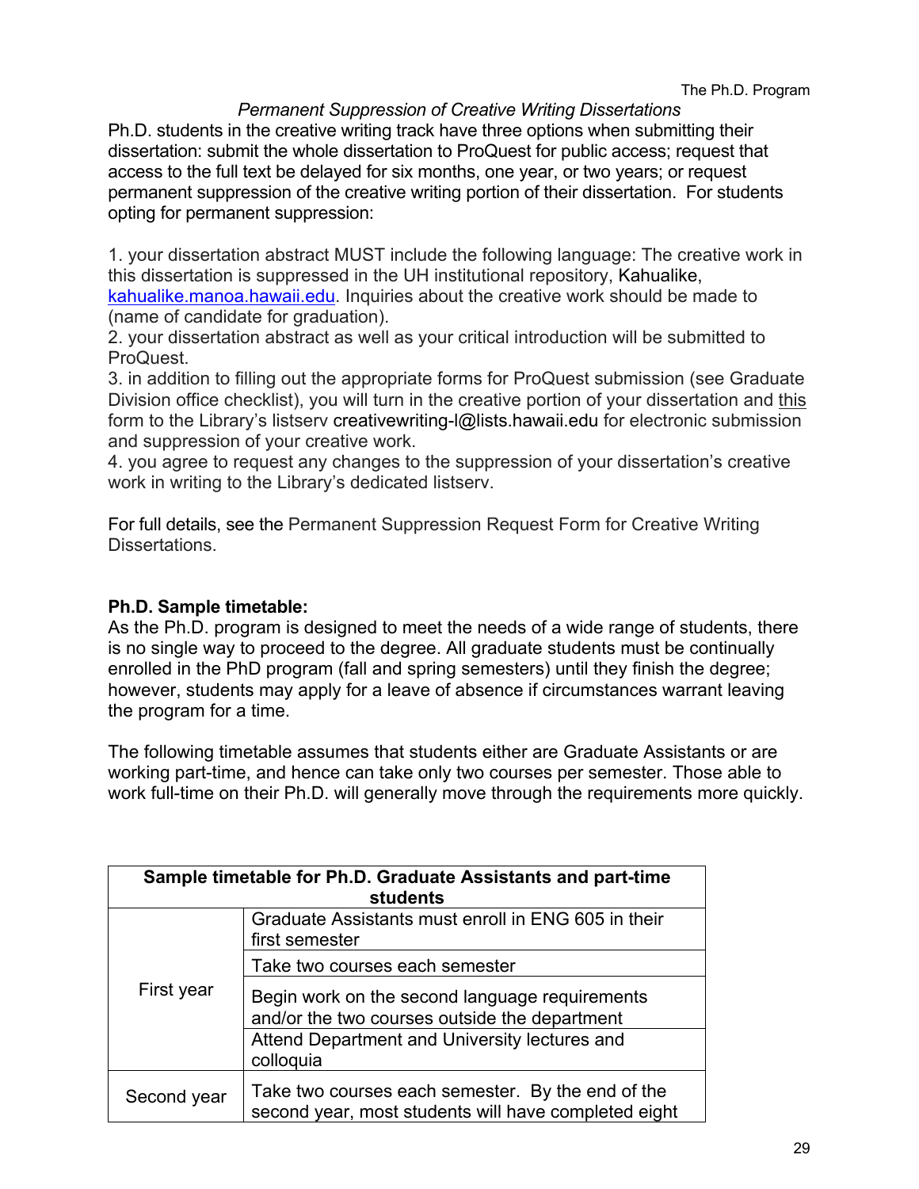*Permanent Suppression of Creative Writing Dissertations*

Ph.D. students in the creative writing track have three options when submitting their dissertation: submit the whole dissertation to ProQuest for public access; request that access to the full text be delayed for six months, one year, or two years; or request permanent suppression of the creative writing portion of their dissertation. For students opting for permanent suppression:

1. your dissertation abstract MUST include the following language: The creative work in this dissertation is suppressed in the UH institutional repository, Kahualike, kahualike.manoa.hawaii.edu. Inquiries about the creative work should be made to (name of candidate for graduation).
2. your dissertation abstract as well as your critical introduction will be submitted to ProQuest.
3. in addition to filling out the appropriate forms for ProQuest submission (see Graduate Division office checklist), you will turn in the creative portion of your dissertation and this form to the Library's listserv creativewriting-l@lists.hawaii.edu for electronic submission and suppression of your creative work.
4. you agree to request any changes to the suppression of your dissertation's creative work in writing to the Library's dedicated listserv.

For full details, see the Permanent Suppression Request Form for Creative Writing Dissertations.

**Ph.D. Sample timetable:**

As the Ph.D. program is designed to meet the needs of a wide range of students, there is no single way to proceed to the degree. All graduate students must be continually enrolled in the PhD program (fall and spring semesters) until they finish the degree; however, students may apply for a leave of absence if circumstances warrant leaving the program for a time.

The following timetable assumes that students either are Graduate Assistants or are working part-time, and hence can take only two courses per semester. Those able to work full-time on their Ph.D. will generally move through the requirements more quickly.

| Sample timetable for Ph.D. Graduate Assistants and part-time students | |
|---|---|
| First year | Graduate Assistants must enroll in ENG 605 in their first semester |
| | Take two courses each semester |
| | Begin work on the second language requirements and/or the two courses outside the department |
| | Attend Department and University lectures and colloquia |
| Second year | Take two courses each semester. By the end of the second year, most students will have completed eight |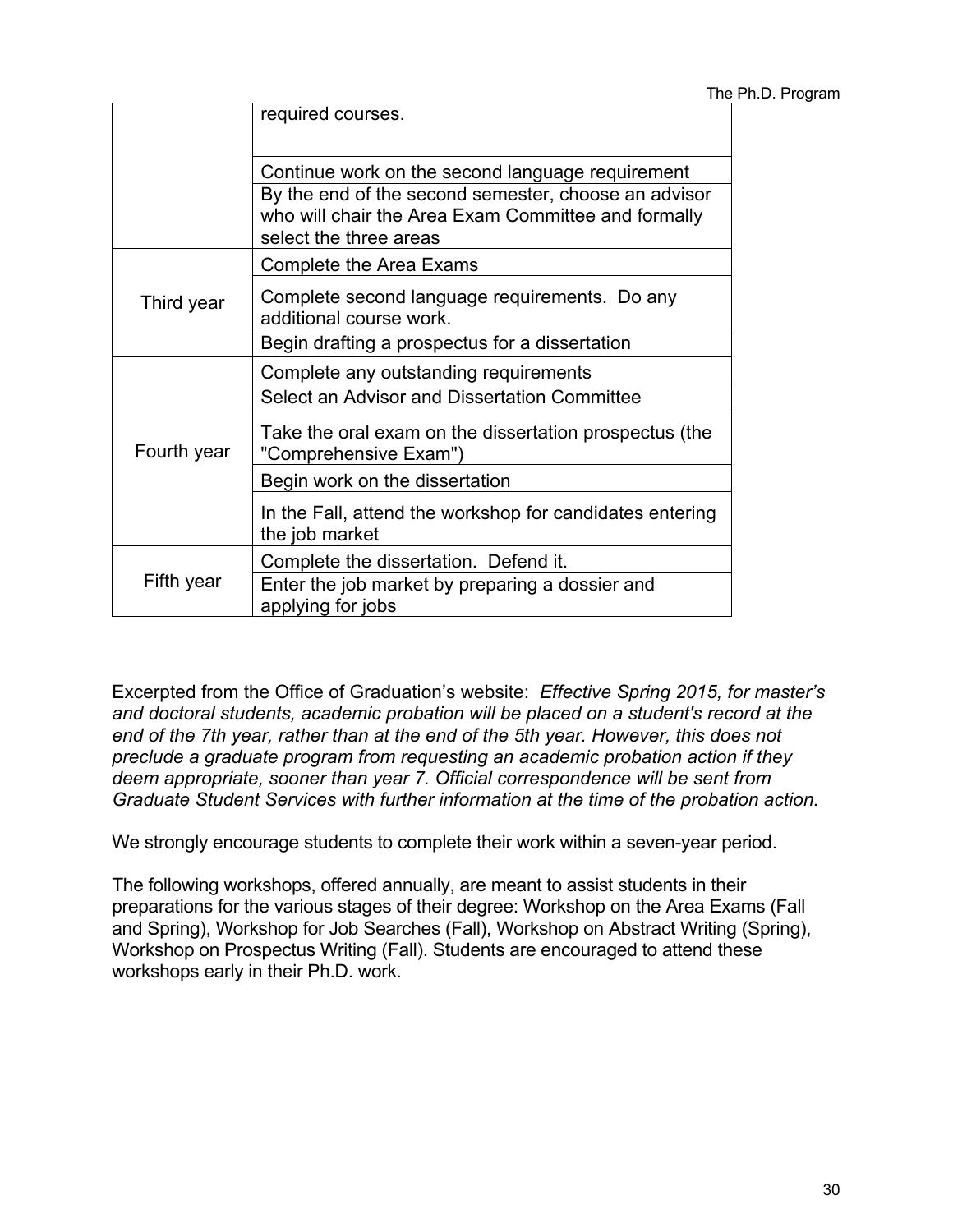| | |
|---|---|
| | required courses. |
| | Continue work on the second language requirement |
| | By the end of the second semester, choose an advisor who will chair the Area Exam Committee and formally select the three areas |
| Third year | Complete the Area Exams |
| | Complete second language requirements. Do any additional course work. |
| | Begin drafting a prospectus for a dissertation |
| Fourth year | Complete any outstanding requirements |
| | Select an Advisor and Dissertation Committee |
| | Take the oral exam on the dissertation prospectus (the "Comprehensive Exam") |
| | Begin work on the dissertation |
| | In the Fall, attend the workshop for candidates entering the job market |
| Fifth year | Complete the dissertation. Defend it. |
| | Enter the job market by preparing a dossier and applying for jobs |

Excerpted from the Office of Graduation's website: *Effective Spring 2015, for master's and doctoral students, academic probation will be placed on a student's record at the end of the 7th year, rather than at the end of the 5th year. However, this does not preclude a graduate program from requesting an academic probation action if they deem appropriate, sooner than year 7. Official correspondence will be sent from Graduate Student Services with further information at the time of the probation action.*

We strongly encourage students to complete their work within a seven-year period.

The following workshops, offered annually, are meant to assist students in their preparations for the various stages of their degree: Workshop on the Area Exams (Fall and Spring), Workshop for Job Searches (Fall), Workshop on Abstract Writing (Spring), Workshop on Prospectus Writing (Fall). Students are encouraged to attend these workshops early in their Ph.D. work.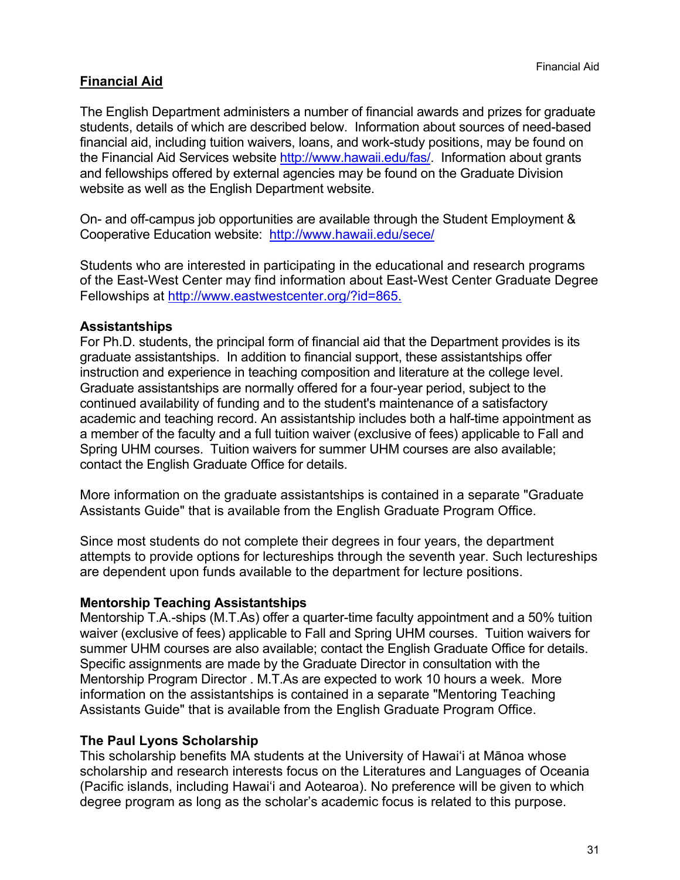## Financial Aid

The English Department administers a number of financial awards and prizes for graduate students, details of which are described below. Information about sources of need-based financial aid, including tuition waivers, loans, and work-study positions, may be found on the Financial Aid Services website http://www.hawaii.edu/fas/. Information about grants and fellowships offered by external agencies may be found on the Graduate Division website as well as the English Department website.

On- and off-campus job opportunities are available through the Student Employment & Cooperative Education website: http://www.hawaii.edu/sece/

Students who are interested in participating in the educational and research programs of the East-West Center may find information about East-West Center Graduate Degree Fellowships at http://www.eastwestcenter.org/?id=865.

### Assistantships

For Ph.D. students, the principal form of financial aid that the Department provides is its graduate assistantships. In addition to financial support, these assistantships offer instruction and experience in teaching composition and literature at the college level. Graduate assistantships are normally offered for a four-year period, subject to the continued availability of funding and to the student's maintenance of a satisfactory academic and teaching record. An assistantship includes both a half-time appointment as a member of the faculty and a full tuition waiver (exclusive of fees) applicable to Fall and Spring UHM courses. Tuition waivers for summer UHM courses are also available; contact the English Graduate Office for details.

More information on the graduate assistantships is contained in a separate "Graduate Assistants Guide" that is available from the English Graduate Program Office.

Since most students do not complete their degrees in four years, the department attempts to provide options for lectureships through the seventh year. Such lectureships are dependent upon funds available to the department for lecture positions.

### Mentorship Teaching Assistantships

Mentorship T.A.-ships (M.T.As) offer a quarter-time faculty appointment and a 50% tuition waiver (exclusive of fees) applicable to Fall and Spring UHM courses. Tuition waivers for summer UHM courses are also available; contact the English Graduate Office for details. Specific assignments are made by the Graduate Director in consultation with the Mentorship Program Director . M.T.As are expected to work 10 hours a week. More information on the assistantships is contained in a separate "Mentoring Teaching Assistants Guide" that is available from the English Graduate Program Office.

### The Paul Lyons Scholarship

This scholarship benefits MA students at the University of Hawaiʻi at Mānoa whose scholarship and research interests focus on the Literatures and Languages of Oceania (Pacific islands, including Hawaiʻi and Aotearoa). No preference will be given to which degree program as long as the scholar's academic focus is related to this purpose.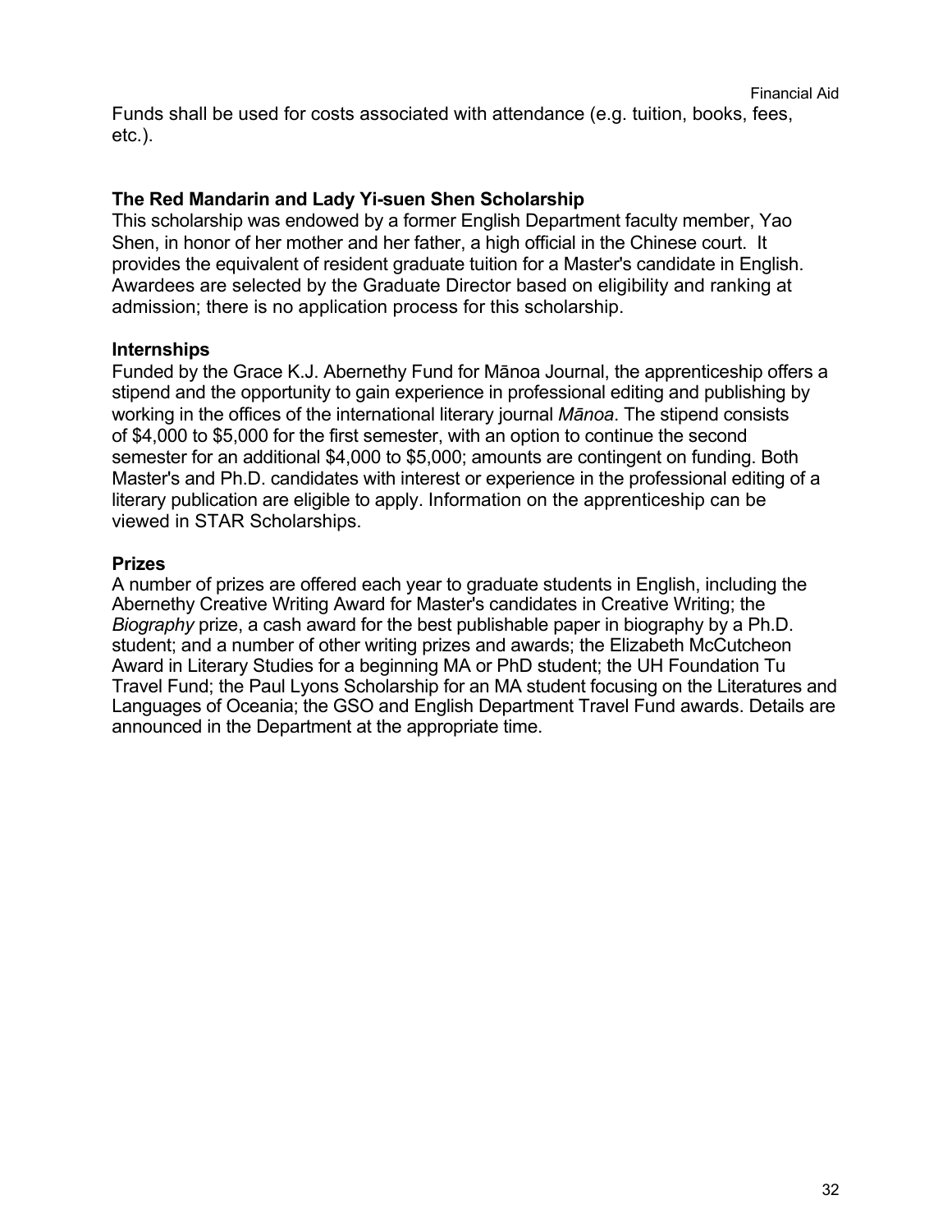Funds shall be used for costs associated with attendance (e.g. tuition, books, fees, etc.).

**The Red Mandarin and Lady Yi-suen Shen Scholarship**

This scholarship was endowed by a former English Department faculty member, Yao Shen, in honor of her mother and her father, a high official in the Chinese court. It provides the equivalent of resident graduate tuition for a Master's candidate in English. Awardees are selected by the Graduate Director based on eligibility and ranking at admission; there is no application process for this scholarship.

**Internships**

Funded by the Grace K.J. Abernethy Fund for Mānoa Journal, the apprenticeship offers a stipend and the opportunity to gain experience in professional editing and publishing by working in the offices of the international literary journal *Mānoa*. The stipend consists of $4,000 to $5,000 for the first semester, with an option to continue the second semester for an additional $4,000 to $5,000; amounts are contingent on funding. Both Master's and Ph.D. candidates with interest or experience in the professional editing of a literary publication are eligible to apply. Information on the apprenticeship can be viewed in STAR Scholarships.

**Prizes**

A number of prizes are offered each year to graduate students in English, including the Abernethy Creative Writing Award for Master's candidates in Creative Writing; the *Biography* prize, a cash award for the best publishable paper in biography by a Ph.D. student; and a number of other writing prizes and awards; the Elizabeth McCutcheon Award in Literary Studies for a beginning MA or PhD student; the UH Foundation Tu Travel Fund; the Paul Lyons Scholarship for an MA student focusing on the Literatures and Languages of Oceania; the GSO and English Department Travel Fund awards. Details are announced in the Department at the appropriate time.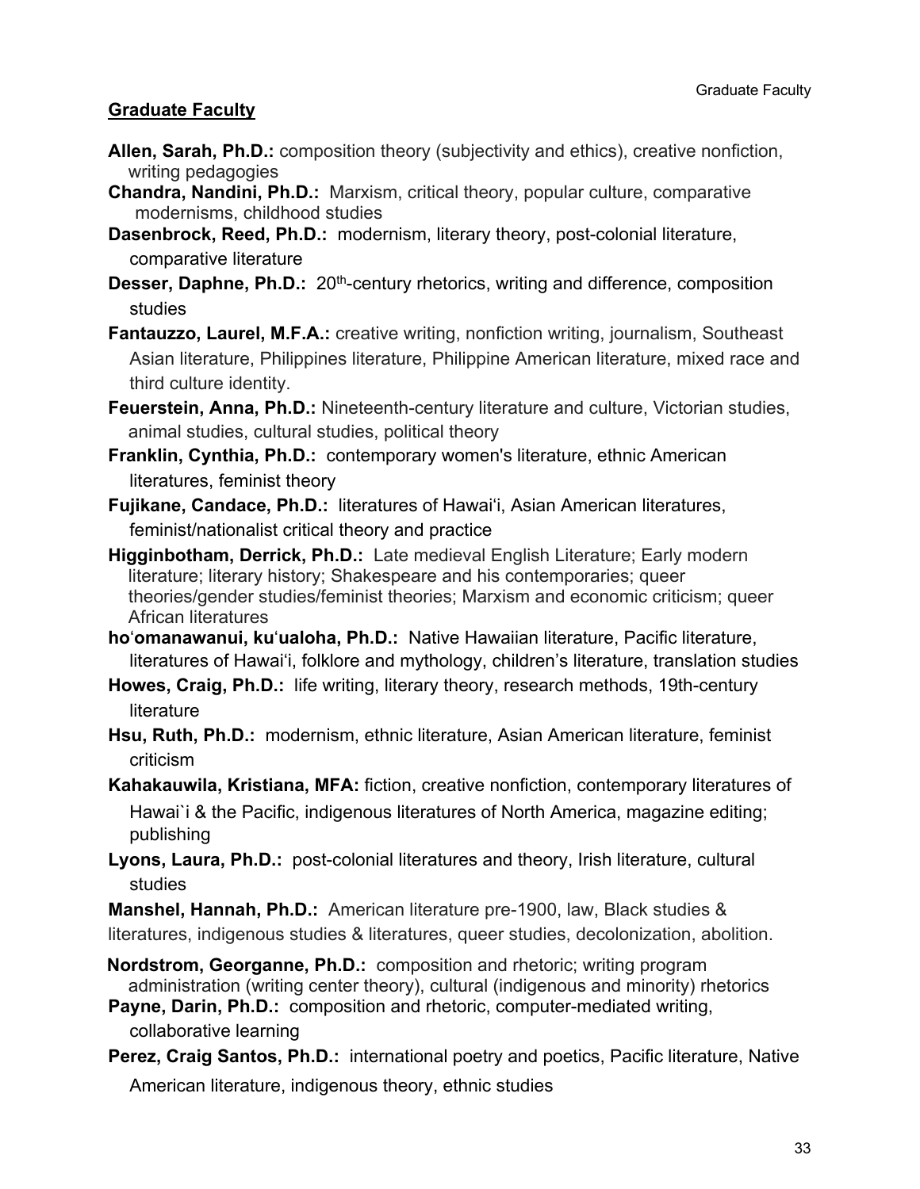## Graduate Faculty

**Allen, Sarah, Ph.D.:** composition theory (subjectivity and ethics), creative nonfiction, writing pedagogies

**Chandra, Nandini, Ph.D.:** Marxism, critical theory, popular culture, comparative modernisms, childhood studies

**Dasenbrock, Reed, Ph.D.:** modernism, literary theory, post-colonial literature, comparative literature

**Desser, Daphne, Ph.D.:** 20th-century rhetorics, writing and difference, composition studies

**Fantauzzo, Laurel, M.F.A.:** creative writing, nonfiction writing, journalism, Southeast Asian literature, Philippines literature, Philippine American literature, mixed race and third culture identity.

**Feuerstein, Anna, Ph.D.:** Nineteenth-century literature and culture, Victorian studies, animal studies, cultural studies, political theory

**Franklin, Cynthia, Ph.D.:** contemporary women's literature, ethnic American literatures, feminist theory

**Fujikane, Candace, Ph.D.:** literatures of Hawai'i, Asian American literatures, feminist/nationalist critical theory and practice

**Higginbotham, Derrick, Ph.D.:** Late medieval English Literature; Early modern literature; literary history; Shakespeare and his contemporaries; queer theories/gender studies/feminist theories; Marxism and economic criticism; queer African literatures

**ho'omanawanui, ku'ualoha, Ph.D.:** Native Hawaiian literature, Pacific literature, literatures of Hawai'i, folklore and mythology, children's literature, translation studies

**Howes, Craig, Ph.D.:** life writing, literary theory, research methods, 19th-century literature

**Hsu, Ruth, Ph.D.:** modernism, ethnic literature, Asian American literature, feminist criticism

**Kahakauwila, Kristiana, MFA:** fiction, creative nonfiction, contemporary literatures of Hawai`i & the Pacific, indigenous literatures of North America, magazine editing; publishing

**Lyons, Laura, Ph.D.:** post-colonial literatures and theory, Irish literature, cultural studies

**Manshel, Hannah, Ph.D.:** American literature pre-1900, law, Black studies & literatures, indigenous studies & literatures, queer studies, decolonization, abolition.

**Nordstrom, Georganne, Ph.D.:** composition and rhetoric; writing program administration (writing center theory), cultural (indigenous and minority) rhetorics

**Payne, Darin, Ph.D.:** composition and rhetoric, computer-mediated writing, collaborative learning

**Perez, Craig Santos, Ph.D.:** international poetry and poetics, Pacific literature, Native American literature, indigenous theory, ethnic studies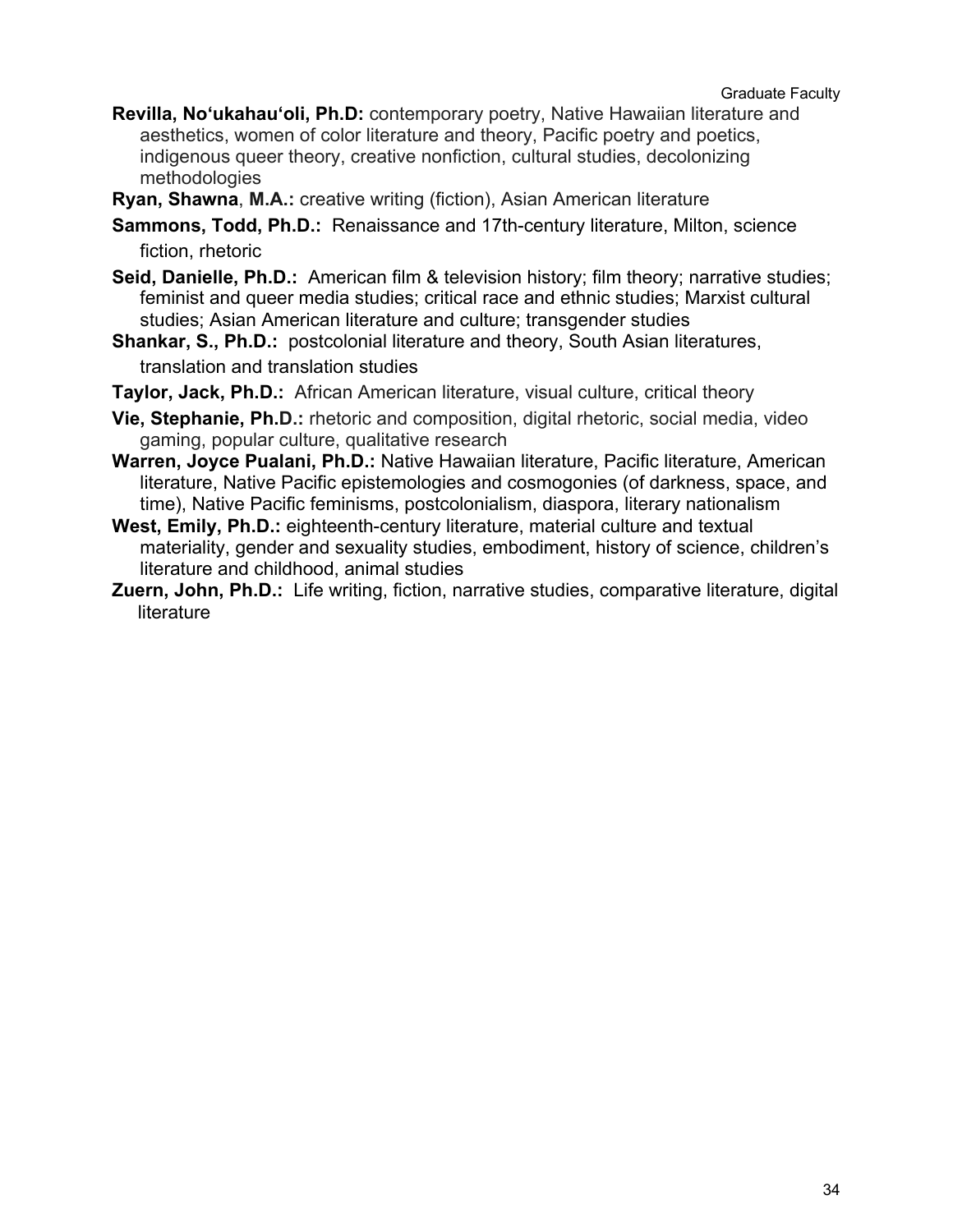**Revilla, No'ukahau'oli, Ph.D:** contemporary poetry, Native Hawaiian literature and aesthetics, women of color literature and theory, Pacific poetry and poetics, indigenous queer theory, creative nonfiction, cultural studies, decolonizing methodologies

**Ryan, Shawna**, **M.A.:** creative writing (fiction), Asian American literature

**Sammons, Todd, Ph.D.:** Renaissance and 17th-century literature, Milton, science fiction, rhetoric

**Seid, Danielle, Ph.D.:** American film & television history; film theory; narrative studies; feminist and queer media studies; critical race and ethnic studies; Marxist cultural studies; Asian American literature and culture; transgender studies

**Shankar, S., Ph.D.:** postcolonial literature and theory, South Asian literatures, translation and translation studies

**Taylor, Jack, Ph.D.:** African American literature, visual culture, critical theory

**Vie, Stephanie, Ph.D.:** rhetoric and composition, digital rhetoric, social media, video gaming, popular culture, qualitative research

**Warren, Joyce Pualani, Ph.D.:** Native Hawaiian literature, Pacific literature, American literature, Native Pacific epistemologies and cosmogonies (of darkness, space, and time), Native Pacific feminisms, postcolonialism, diaspora, literary nationalism

**West, Emily, Ph.D.:** eighteenth-century literature, material culture and textual materiality, gender and sexuality studies, embodiment, history of science, children's literature and childhood, animal studies

**Zuern, John, Ph.D.:** Life writing, fiction, narrative studies, comparative literature, digital literature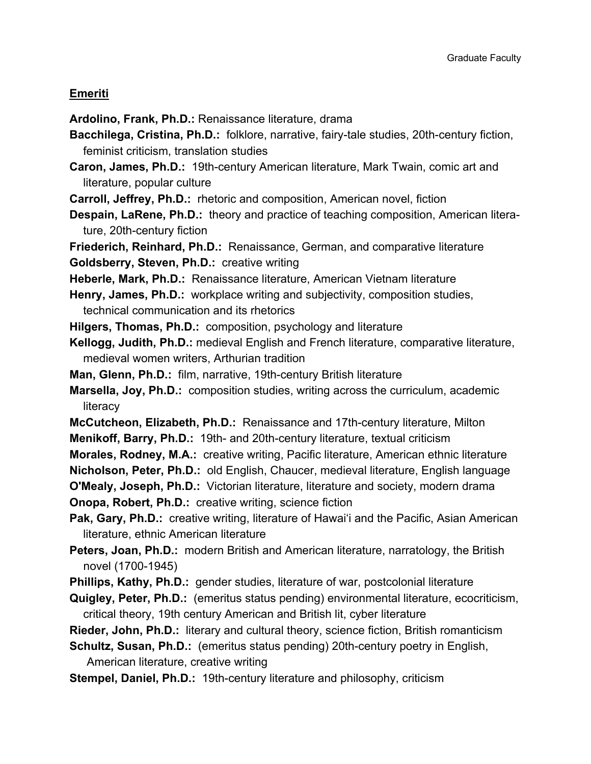## Emeriti

**Ardolino, Frank, Ph.D.:** Renaissance literature, drama

**Bacchilega, Cristina, Ph.D.:** folklore, narrative, fairy-tale studies, 20th-century fiction, feminist criticism, translation studies

**Caron, James, Ph.D.:** 19th-century American literature, Mark Twain, comic art and literature, popular culture

**Carroll, Jeffrey, Ph.D.:** rhetoric and composition, American novel, fiction

**Despain, LaRene, Ph.D.:** theory and practice of teaching composition, American literature, 20th-century fiction

**Friederich, Reinhard, Ph.D.:** Renaissance, German, and comparative literature

**Goldsberry, Steven, Ph.D.:** creative writing

**Heberle, Mark, Ph.D.:** Renaissance literature, American Vietnam literature

**Henry, James, Ph.D.:** workplace writing and subjectivity, composition studies, technical communication and its rhetorics

**Hilgers, Thomas, Ph.D.:** composition, psychology and literature

**Kellogg, Judith, Ph.D.:** medieval English and French literature, comparative literature, medieval women writers, Arthurian tradition

**Man, Glenn, Ph.D.:** film, narrative, 19th-century British literature

**Marsella, Joy, Ph.D.:** composition studies, writing across the curriculum, academic literacy

**McCutcheon, Elizabeth, Ph.D.:** Renaissance and 17th-century literature, Milton

**Menikoff, Barry, Ph.D.:** 19th- and 20th-century literature, textual criticism

**Morales, Rodney, M.A.:** creative writing, Pacific literature, American ethnic literature

**Nicholson, Peter, Ph.D.:** old English, Chaucer, medieval literature, English language

**O'Mealy, Joseph, Ph.D.:** Victorian literature, literature and society, modern drama

**Onopa, Robert, Ph.D.:** creative writing, science fiction

**Pak, Gary, Ph.D.:** creative writing, literature of Hawaiʻi and the Pacific, Asian American literature, ethnic American literature

**Peters, Joan, Ph.D.:** modern British and American literature, narratology, the British novel (1700-1945)

**Phillips, Kathy, Ph.D.:** gender studies, literature of war, postcolonial literature

**Quigley, Peter, Ph.D.:** (emeritus status pending) environmental literature, ecocriticism, critical theory, 19th century American and British lit, cyber literature

**Rieder, John, Ph.D.:** literary and cultural theory, science fiction, British romanticism

**Schultz, Susan, Ph.D.:** (emeritus status pending) 20th-century poetry in English, American literature, creative writing

**Stempel, Daniel, Ph.D.:** 19th-century literature and philosophy, criticism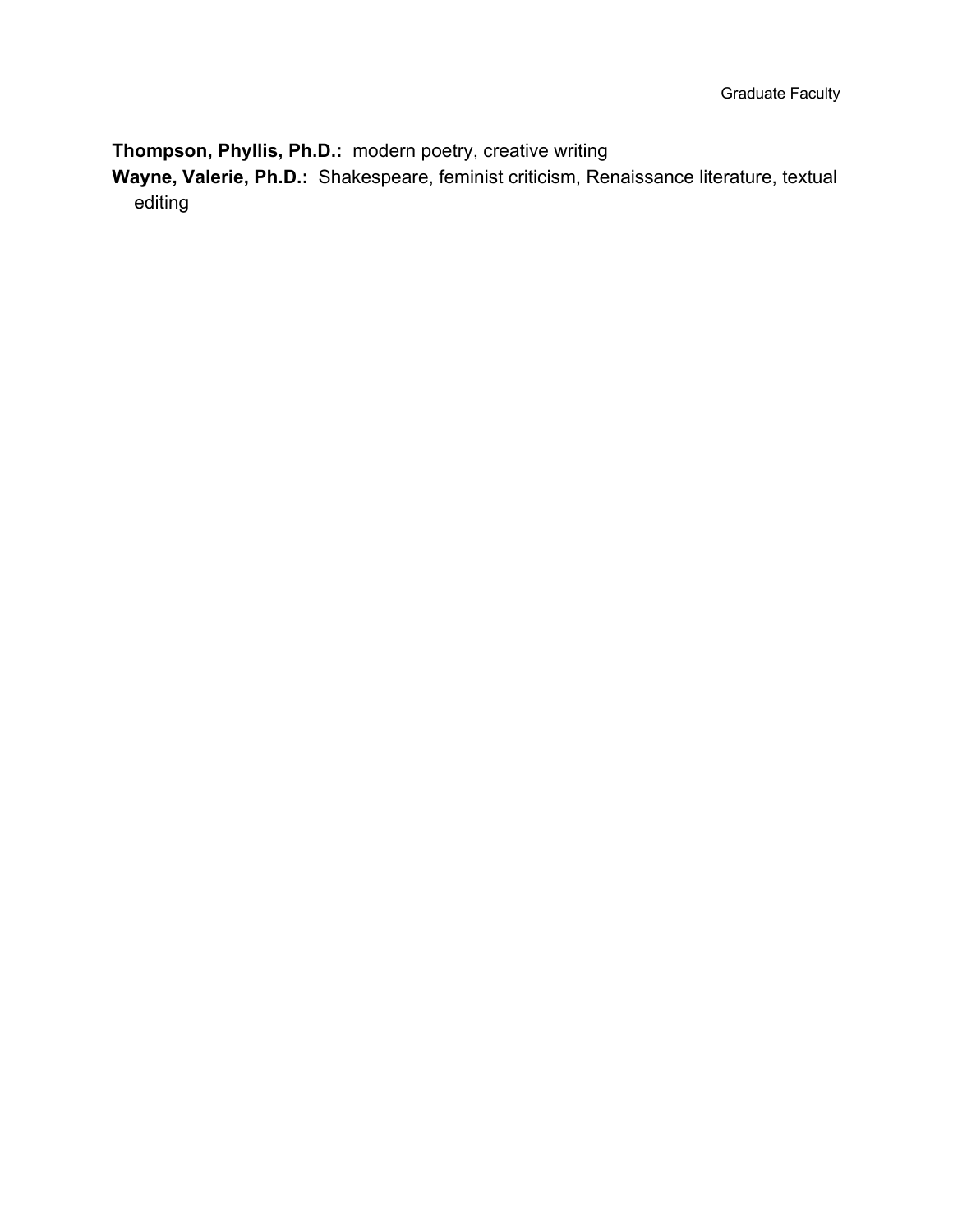**Thompson, Phyllis, Ph.D.:** modern poetry, creative writing

**Wayne, Valerie, Ph.D.:** Shakespeare, feminist criticism, Renaissance literature, textual editing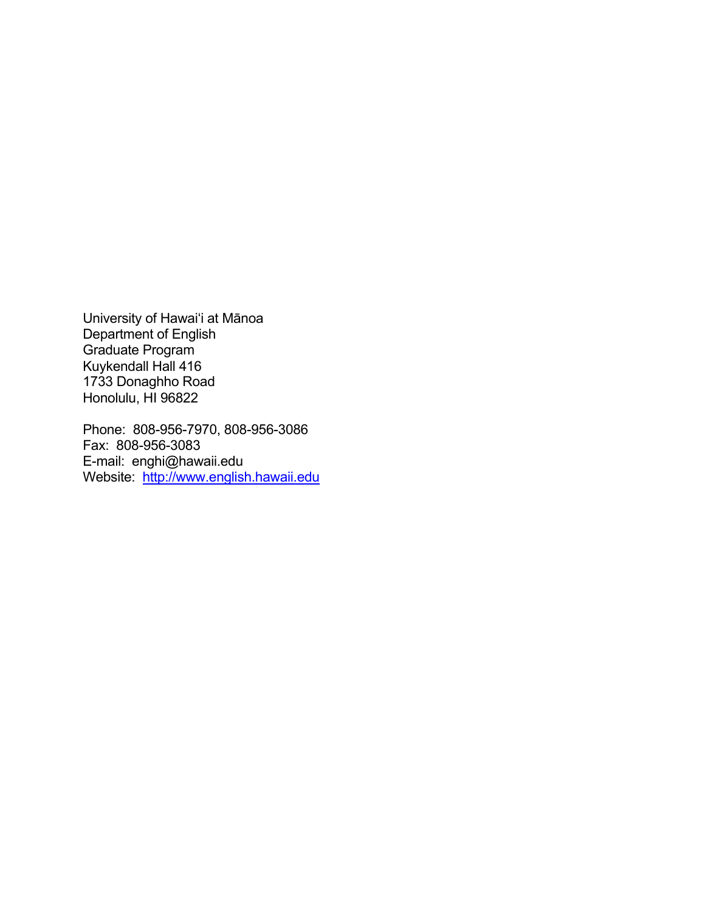University of Hawaiʻi at Mānoa
Department of English
Graduate Program
Kuykendall Hall 416
1733 Donaghho Road
Honolulu, HI 96822

Phone: 808-956-7970, 808-956-3086
Fax: 808-956-3083
E-mail: enghi@hawaii.edu
Website: [http://www.english.hawaii.edu](http://www.english.hawaii.edu)